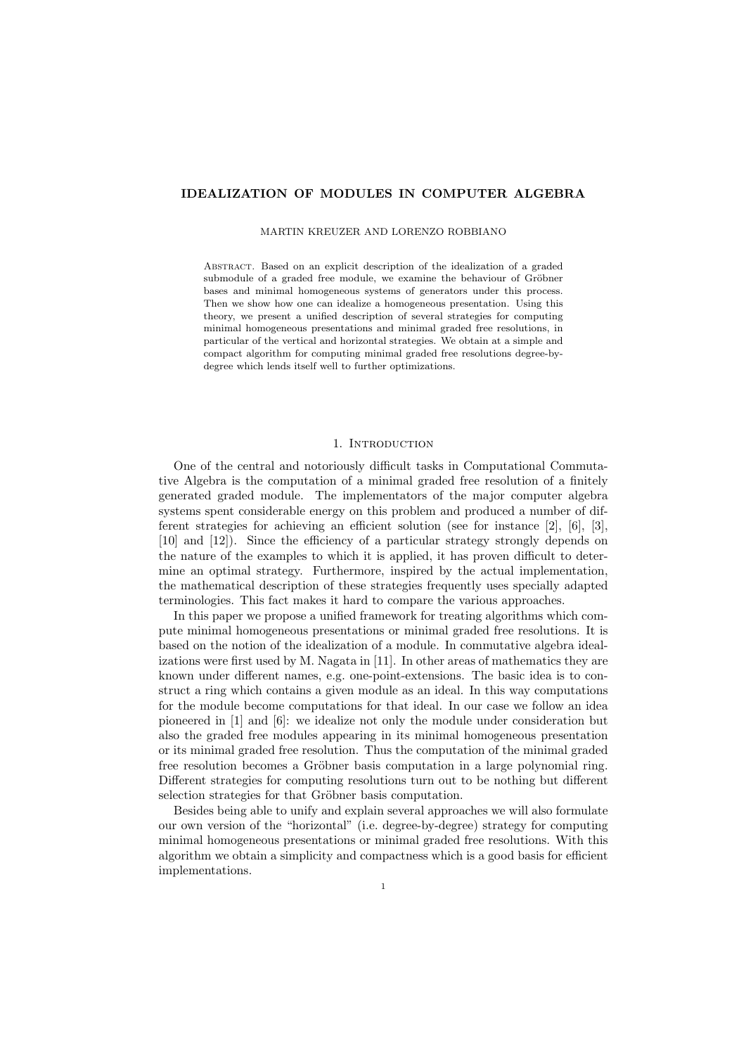# IDEALIZATION OF MODULES IN COMPUTER ALGEBRA

MARTIN KREUZER AND LORENZO ROBBIANO

Abstract. Based on an explicit description of the idealization of a graded submodule of a graded free module, we examine the behaviour of Gröbner bases and minimal homogeneous systems of generators under this process. Then we show how one can idealize a homogeneous presentation. Using this theory, we present a unified description of several strategies for computing minimal homogeneous presentations and minimal graded free resolutions, in particular of the vertical and horizontal strategies. We obtain at a simple and compact algorithm for computing minimal graded free resolutions degree-by-degree which lends itself well to further optimizations.

## 1. Introduction

One of the central and notoriously difficult tasks in Computational Commutative Algebra is the computation of a minimal graded free resolution of a finitely generated graded module. The implementators of the major computer algebra systems spent considerable energy on this problem and produced a number of different strategies for achieving an efficient solution (see for instance [2], [6], [3], [10] and [12]). Since the efficiency of a particular strategy strongly depends on the nature of the examples to which it is applied, it has proven difficult to determine an optimal strategy. Furthermore, inspired by the actual implementation, the mathematical description of these strategies frequently uses specially adapted terminologies. This fact makes it hard to compare the various approaches.

In this paper we propose a unified framework for treating algorithms which compute minimal homogeneous presentations or minimal graded free resolutions. It is based on the notion of the idealization of a module. In commutative algebra idealizations were first used by M. Nagata in [11]. In other areas of mathematics they are known under different names, e.g. one-point-extensions. The basic idea is to construct a ring which contains a given module as an ideal. In this way computations for the module become computations for that ideal. In our case we follow an idea pioneered in [1] and [6]: we idealize not only the module under consideration but also the graded free modules appearing in its minimal homogeneous presentation or its minimal graded free resolution. Thus the computation of the minimal graded free resolution becomes a Gröbner basis computation in a large polynomial ring. Different strategies for computing resolutions turn out to be nothing but different selection strategies for that Gröbner basis computation.

Besides being able to unify and explain several approaches we will also formulate our own version of the "horizontal" (i.e. degree-by-degree) strategy for computing minimal homogeneous presentations or minimal graded free resolutions. With this algorithm we obtain a simplicity and compactness which is a good basis for efficient implementations.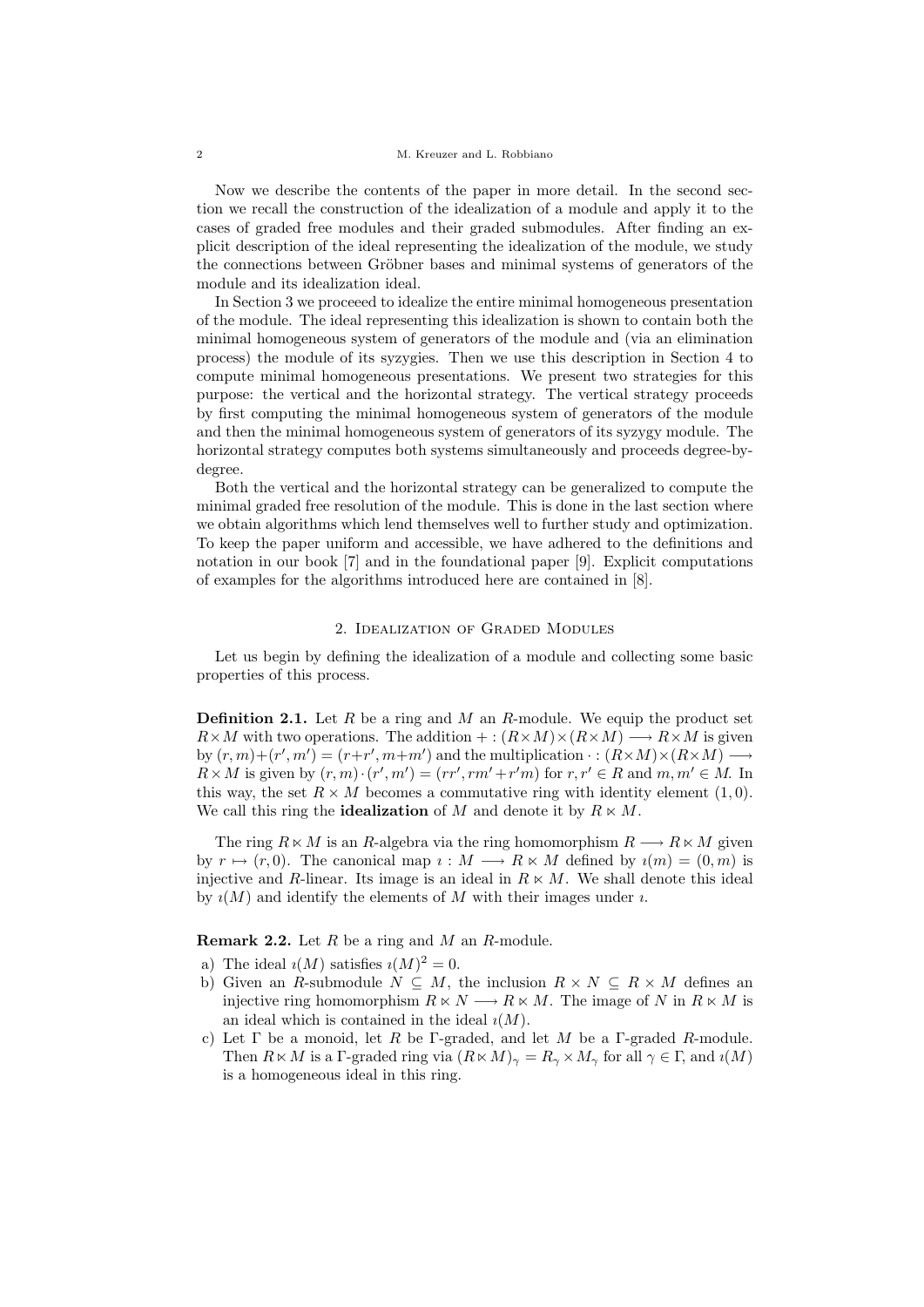Now we describe the contents of the paper in more detail. In the second section we recall the construction of the idealization of a module and apply it to the cases of graded free modules and their graded submodules. After finding an explicit description of the ideal representing the idealization of the module, we study the connections between Gröbner bases and minimal systems of generators of the module and its idealization ideal.

In Section 3 we proceeed to idealize the entire minimal homogeneous presentation of the module. The ideal representing this idealization is shown to contain both the minimal homogeneous system of generators of the module and (via an elimination process) the module of its syzygies. Then we use this description in Section 4 to compute minimal homogeneous presentations. We present two strategies for this purpose: the vertical and the horizontal strategy. The vertical strategy proceeds by first computing the minimal homogeneous system of generators of the module and then the minimal homogeneous system of generators of its syzygy module. The horizontal strategy computes both systems simultaneously and proceeds degree-by-degree.

Both the vertical and the horizontal strategy can be generalized to compute the minimal graded free resolution of the module. This is done in the last section where we obtain algorithms which lend themselves well to further study and optimization. To keep the paper uniform and accessible, we have adhered to the definitions and notation in our book [7] and in the foundational paper [9]. Explicit computations of examples for the algorithms introduced here are contained in [8].

## 2. Idealization of Graded Modules

Let us begin by defining the idealization of a module and collecting some basic properties of this process.

**Definition 2.1.** Let $R$ be a ring and $M$ an $R$-module. We equip the product set $R\times M$ with two operations. The addition $+ : (R\times M)\times(R\times M) \longrightarrow R\times M$ is given by $(r,m)+(r',m') = (r+r', m+m')$ and the multiplication $\cdot : (R\times M)\times(R\times M) \longrightarrow R\times M$ is given by $(r,m)\cdot(r',m') = (rr', rm'+r'm)$ for $r,r' \in R$ and $m,m' \in M$. In this way, the set $R\times M$ becomes a commutative ring with identity element $(1,0)$. We call this ring the **idealization** of $M$ and denote it by $R \ltimes M$.

The ring $R \ltimes M$ is an $R$-algebra via the ring homomorphism $R \longrightarrow R \ltimes M$ given by $r \mapsto (r,0)$. The canonical map $\imath : M \longrightarrow R \ltimes M$ defined by $\imath(m) = (0,m)$ is injective and $R$-linear. Its image is an ideal in $R \ltimes M$. We shall denote this ideal by $\imath(M)$ and identify the elements of $M$ with their images under $\imath$.

**Remark 2.2.** Let $R$ be a ring and $M$ an $R$-module.

a) The ideal $\imath(M)$ satisfies $\imath(M)^2 = 0$.
b) Given an $R$-submodule $N \subseteq M$, the inclusion $R \times N \subseteq R \times M$ defines an injective ring homomorphism $R \ltimes N \longrightarrow R \ltimes M$. The image of $N$ in $R \ltimes M$ is an ideal which is contained in the ideal $\imath(M)$.
c) Let $\Gamma$ be a monoid, let $R$ be $\Gamma$-graded, and let $M$ be a $\Gamma$-graded $R$-module. Then $R \ltimes M$ is a $\Gamma$-graded ring via $(R \ltimes M)_\gamma = R_\gamma \times M_\gamma$ for all $\gamma \in \Gamma$, and $\imath(M)$ is a homogeneous ideal in this ring.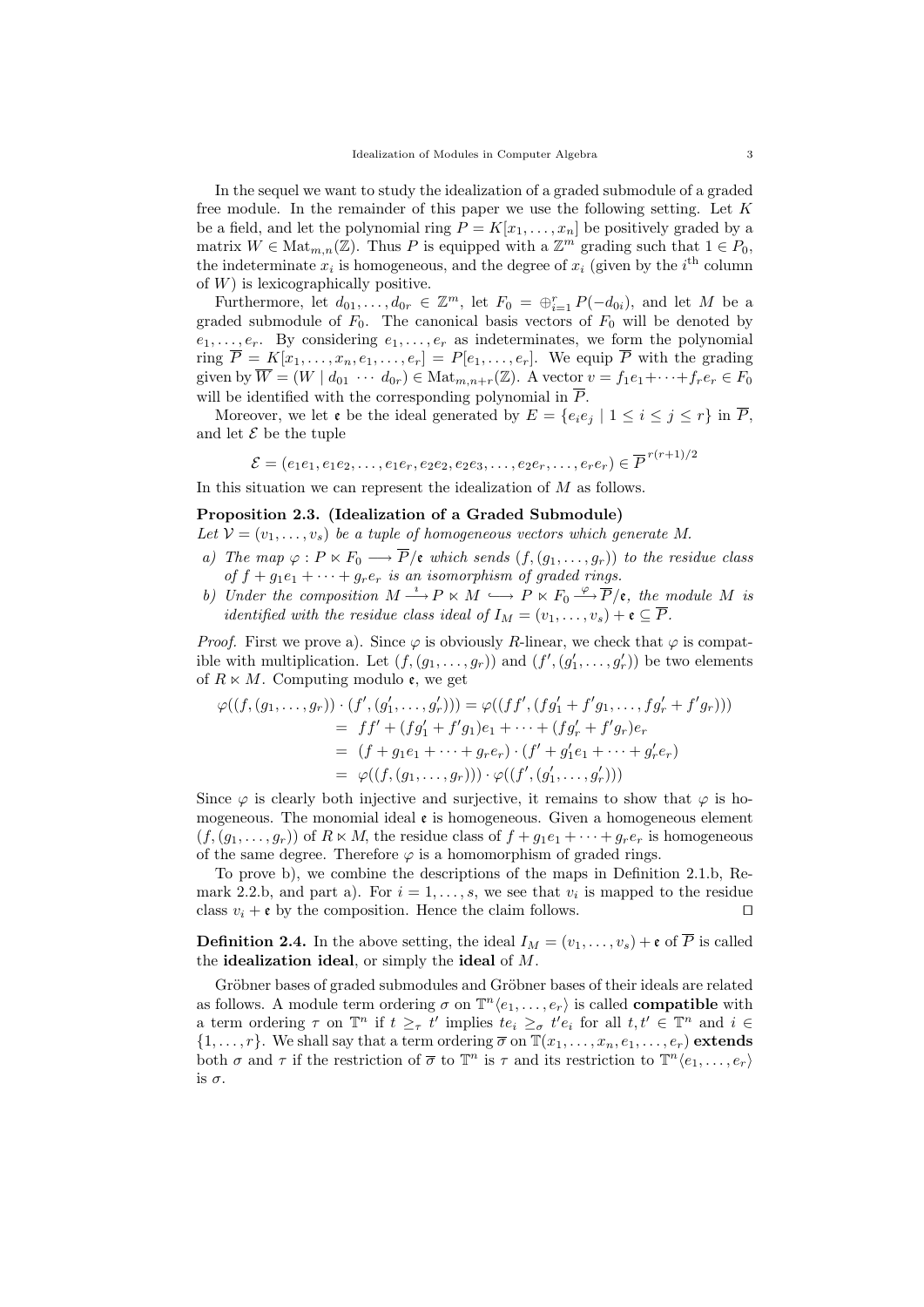In the sequel we want to study the idealization of a graded submodule of a graded free module. In the remainder of this paper we use the following setting. Let $K$ be a field, and let the polynomial ring $P = K[x_1, \dots, x_n]$ be positively graded by a matrix $W \in \mathrm{Mat}_{m,n}(\mathbb{Z})$. Thus $P$ is equipped with a $\mathbb{Z}^m$ grading such that $1 \in P_0$, the indeterminate $x_i$ is homogeneous, and the degree of $x_i$ (given by the $i^{\text{th}}$ column of $W$) is lexicographically positive.

Furthermore, let $d_{01}, \dots, d_{0r} \in \mathbb{Z}^m$, let $F_0 = \oplus_{i=1}^r P(-d_{0i})$, and let $M$ be a graded submodule of $F_0$. The canonical basis vectors of $F_0$ will be denoted by $e_1, \dots, e_r$. By considering $e_1, \dots, e_r$ as indeterminates, we form the polynomial ring $\overline{P} = K[x_1, \dots, x_n, e_1, \dots, e_r] = P[e_1, \dots, e_r]$. We equip $\overline{P}$ with the grading given by $\overline{W} = (W \mid d_{01} \ \cdots \ d_{0r}) \in \mathrm{Mat}_{m,n+r}(\mathbb{Z})$. A vector $v = f_1 e_1 + \cdots + f_r e_r \in F_0$ will be identified with the corresponding polynomial in $\overline{P}$.

Moreover, we let $\mathfrak{e}$ be the ideal generated by $E = \{e_i e_j \mid 1 \le i \le j \le r\}$ in $\overline{P}$, and let $\mathcal{E}$ be the tuple

$$\mathcal{E} = (e_1e_1, e_1e_2, \dots, e_1e_r, e_2e_2, e_2e_3, \dots, e_2e_r, \dots, e_re_r) \in \overline{P}^{\,r(r+1)/2}$$

In this situation we can represent the idealization of $M$ as follows.

**Proposition 2.3. (Idealization of a Graded Submodule)**
*Let $\mathcal{V} = (v_1, \dots, v_s)$ be a tuple of homogeneous vectors which generate $M$.*

*a) The map $\varphi : P \ltimes F_0 \longrightarrow \overline{P}/\mathfrak{e}$ which sends $(f, (g_1, \dots, g_r))$ to the residue class of $f + g_1 e_1 + \cdots + g_r e_r$ is an isomorphism of graded rings.*

*b) Under the composition $M \xrightarrow{\imath} P \ltimes M \hookrightarrow P \ltimes F_0 \xrightarrow{\varphi} \overline{P}/\mathfrak{e}$, the module $M$ is identified with the residue class ideal of $I_M = (v_1, \dots, v_s) + \mathfrak{e} \subseteq \overline{P}$.*

*Proof.* First we prove a). Since $\varphi$ is obviously $R$-linear, we check that $\varphi$ is compatible with multiplication. Let $(f, (g_1, \dots, g_r))$ and $(f', (g'_1, \dots, g'_r))$ be two elements of $R \ltimes M$. Computing modulo $\mathfrak{e}$, we get

$$\begin{aligned}
\varphi((f, (g_1, \dots, g_r)) \cdot (f', (g'_1, \dots, g'_r))) &= \varphi((ff', (fg'_1 + f'g_1, \dots, fg'_r + f'g_r))) \\
&= ff' + (fg'_1 + f'g_1)e_1 + \cdots + (fg'_r + f'g_r)e_r \\
&= (f + g_1e_1 + \cdots + g_re_r) \cdot (f' + g'_1e_1 + \cdots + g'_re_r) \\
&= \varphi((f, (g_1, \dots, g_r))) \cdot \varphi((f', (g'_1, \dots, g'_r)))
\end{aligned}$$

Since $\varphi$ is clearly both injective and surjective, it remains to show that $\varphi$ is homogeneous. The monomial ideal $\mathfrak{e}$ is homogeneous. Given a homogeneous element $(f, (g_1, \dots, g_r))$ of $R \ltimes M$, the residue class of $f + g_1e_1 + \cdots + g_re_r$ is homogeneous of the same degree. Therefore $\varphi$ is a homomorphism of graded rings.

To prove b), we combine the descriptions of the maps in Definition 2.1.b, Remark 2.2.b, and part a). For $i = 1, \dots, s$, we see that $v_i$ is mapped to the residue class $v_i + \mathfrak{e}$ by the composition. Hence the claim follows. $\square$

**Definition 2.4.** In the above setting, the ideal $I_M = (v_1, \dots, v_s) + \mathfrak{e}$ of $\overline{P}$ is called the **idealization ideal**, or simply the **ideal** of $M$.

Gröbner bases of graded submodules and Gröbner bases of their ideals are related as follows. A module term ordering $\sigma$ on $\mathbb{T}^n\langle e_1, \dots, e_r\rangle$ is called **compatible** with a term ordering $\tau$ on $\mathbb{T}^n$ if $t \ge_\tau t'$ implies $te_i \ge_\sigma t'e_i$ for all $t, t' \in \mathbb{T}^n$ and $i \in \{1, \dots, r\}$. We shall say that a term ordering $\overline{\sigma}$ on $\mathbb{T}(x_1, \dots, x_n, e_1, \dots, e_r)$ **extends** both $\sigma$ and $\tau$ if the restriction of $\overline{\sigma}$ to $\mathbb{T}^n$ is $\tau$ and its restriction to $\mathbb{T}^n\langle e_1, \dots, e_r\rangle$ is $\sigma$.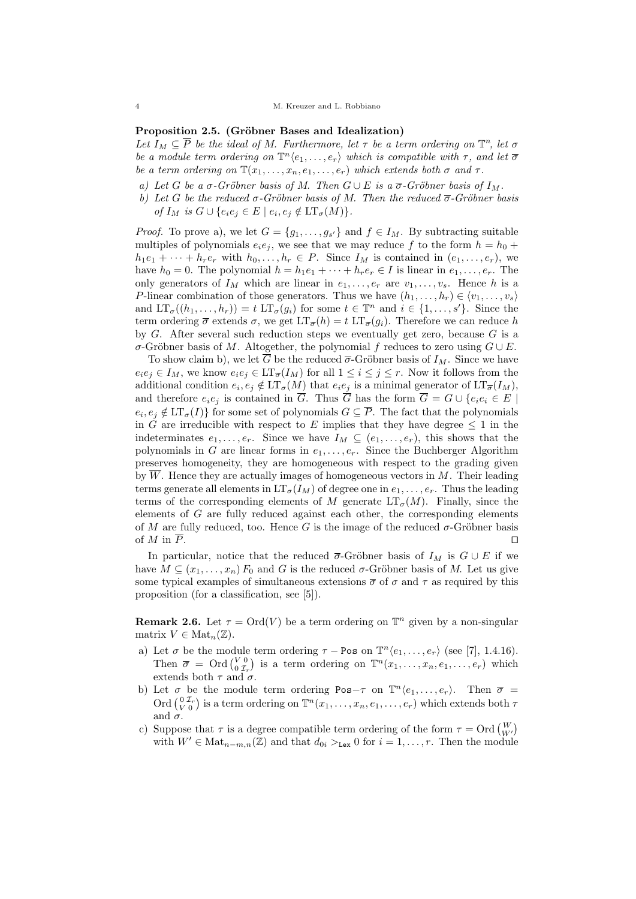**Proposition 2.5. (Gröbner Bases and Idealization)**
*Let $I_M \subseteq \overline{P}$ be the ideal of $M$. Furthermore, let $\tau$ be a term ordering on $\mathbb{T}^n$, let $\sigma$ be a module term ordering on $\mathbb{T}^n\langle e_1,\dots,e_r\rangle$ which is compatible with $\tau$, and let $\overline{\sigma}$ be a term ordering on $\mathbb{T}(x_1,\dots,x_n,e_1,\dots,e_r)$ which extends both $\sigma$ and $\tau$.*

- *a) Let $G$ be a $\sigma$-Gröbner basis of $M$. Then $G \cup E$ is a $\overline{\sigma}$-Gröbner basis of $I_M$.*
- *b) Let $G$ be the reduced $\sigma$-Gröbner basis of $M$. Then the reduced $\overline{\sigma}$-Gröbner basis of $I_M$ is $G \cup \{e_ie_j \in E \mid e_i, e_j \notin \mathrm{LT}_\sigma(M)\}$.*

*Proof.* To prove a), we let $G = \{g_1,\dots,g_{s'}\}$ and $f \in I_M$. By subtracting suitable multiples of polynomials $e_ie_j$, we see that we may reduce $f$ to the form $h = h_0 + h_1e_1 + \cdots + h_re_r$ with $h_0,\dots,h_r \in P$. Since $I_M$ is contained in $(e_1,\dots,e_r)$, we have $h_0 = 0$. The polynomial $h = h_1e_1 + \cdots + h_re_r \in I$ is linear in $e_1,\dots,e_r$. The only generators of $I_M$ which are linear in $e_1,\dots,e_r$ are $v_1,\dots,v_s$. Hence $h$ is a $P$-linear combination of those generators. Thus we have $(h_1,\dots,h_r) \in \langle v_1,\dots,v_s\rangle$ and $\mathrm{LT}_\sigma((h_1,\dots,h_r)) = t\,\mathrm{LT}_\sigma(g_i)$ for some $t \in \mathbb{T}^n$ and $i \in \{1,\dots,s'\}$. Since the term ordering $\overline{\sigma}$ extends $\sigma$, we get $\mathrm{LT}_{\overline{\sigma}}(h) = t\,\mathrm{LT}_{\overline{\sigma}}(g_i)$. Therefore we can reduce $h$ by $G$. After several such reduction steps we eventually get zero, because $G$ is a $\sigma$-Gröbner basis of $M$. Altogether, the polynomial $f$ reduces to zero using $G \cup E$.

To show claim b), we let $\overline{G}$ be the reduced $\overline{\sigma}$-Gröbner basis of $I_M$. Since we have $e_ie_j \in I_M$, we know $e_ie_j \in \mathrm{LT}_{\overline{\sigma}}(I_M)$ for all $1 \le i \le j \le r$. Now it follows from the additional condition $e_i, e_j \notin \mathrm{LT}_\sigma(M)$ that $e_ie_j$ is a minimal generator of $\mathrm{LT}_{\overline{\sigma}}(I_M)$, and therefore $e_ie_j$ is contained in $\overline{G}$. Thus $\overline{G}$ has the form $\overline{G} = G \cup \{e_ie_i \in E \mid e_i, e_j \notin \mathrm{LT}_\sigma(I)\}$ for some set of polynomials $G \subseteq \overline{P}$. The fact that the polynomials in $G$ are irreducible with respect to $E$ implies that they have degree $\le 1$ in the indeterminates $e_1,\dots,e_r$. Since we have $I_M \subseteq (e_1,\dots,e_r)$, this shows that the polynomials in $G$ are linear forms in $e_1,\dots,e_r$. Since the Buchberger Algorithm preserves homogeneity, they are homogeneous with respect to the grading given by $\overline{W}$. Hence they are actually images of homogeneous vectors in $M$. Their leading terms generate all elements in $\mathrm{LT}_\sigma(I_M)$ of degree one in $e_1,\dots,e_r$. Thus the leading terms of the corresponding elements of $M$ generate $\mathrm{LT}_\sigma(M)$. Finally, since the elements of $G$ are fully reduced against each other, the corresponding elements of $M$ are fully reduced, too. Hence $G$ is the image of the reduced $\sigma$-Gröbner basis of $M$ in $\overline{P}$. $\square$

In particular, notice that the reduced $\overline{\sigma}$-Gröbner basis of $I_M$ is $G \cup E$ if we have $M \subseteq (x_1,\dots,x_n)\,F_0$ and $G$ is the reduced $\sigma$-Gröbner basis of $M$. Let us give some typical examples of simultaneous extensions $\overline{\sigma}$ of $\sigma$ and $\tau$ as required by this proposition (for a classification, see [5]).

**Remark 2.6.** Let $\tau = \mathrm{Ord}(V)$ be a term ordering on $\mathbb{T}^n$ given by a non-singular matrix $V \in \mathrm{Mat}_n(\mathbb{Z})$.

- a) Let $\sigma$ be the module term ordering $\tau - \texttt{Pos}$ on $\mathbb{T}^n\langle e_1,\dots,e_r\rangle$ (see [7], 1.4.16). Then $\overline{\sigma} = \mathrm{Ord}\begin{pmatrix} V & 0 \\ 0 & \mathcal{I}_r \end{pmatrix}$ is a term ordering on $\mathbb{T}^n(x_1,\dots,x_n,e_1,\dots,e_r)$ which extends both $\tau$ and $\sigma$.
- b) Let $\sigma$ be the module term ordering $\texttt{Pos}{-}\tau$ on $\mathbb{T}^n\langle e_1,\dots,e_r\rangle$. Then $\overline{\sigma} = \mathrm{Ord}\begin{pmatrix} 0 & \mathcal{I}_r \\ V & 0 \end{pmatrix}$ is a term ordering on $\mathbb{T}^n(x_1,\dots,x_n,e_1,\dots,e_r)$ which extends both $\tau$ and $\sigma$.
- c) Suppose that $\tau$ is a degree compatible term ordering of the form $\tau = \mathrm{Ord}\begin{pmatrix} W \\ W' \end{pmatrix}$ with $W' \in \mathrm{Mat}_{n-m,n}(\mathbb{Z})$ and that $d_{0i} >_{\texttt{Lex}} 0$ for $i = 1,\dots,r$. Then the module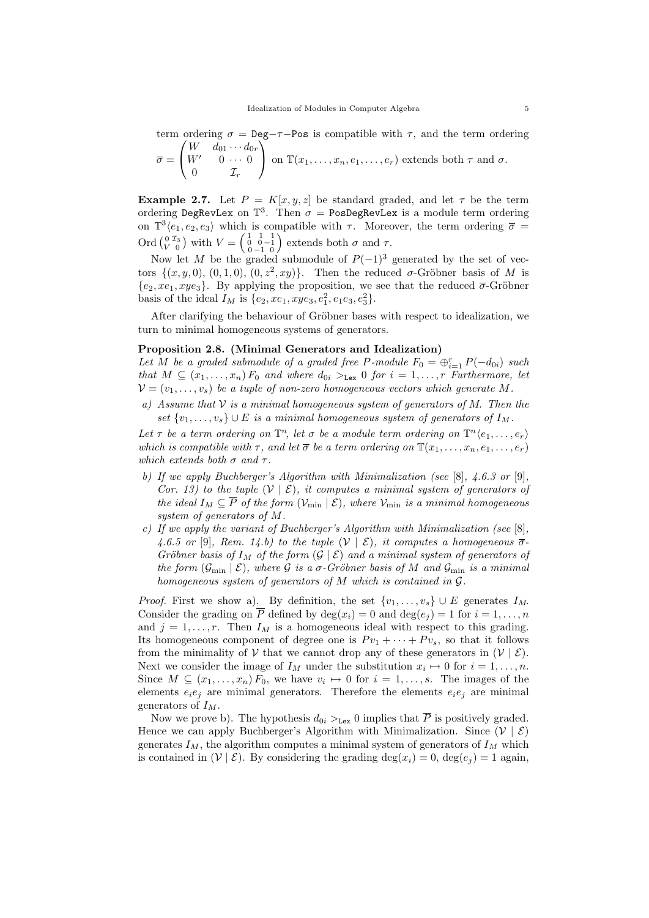term ordering $\sigma = \mathtt{Deg}-\tau-\mathtt{Pos}$ is compatible with $\tau$, and the term ordering $\overline{\sigma} = \begin{pmatrix} W & d_{01} \cdots d_{0r} \\ W' & 0 \cdots 0 \\ 0 & \mathcal{I}_r \end{pmatrix}$ on $\mathbb{T}(x_1, \ldots, x_n, e_1, \ldots, e_r)$ extends both $\tau$ and $\sigma$.

**Example 2.7.** Let $P = K[x, y, z]$ be standard graded, and let $\tau$ be the term ordering $\mathtt{DegRevLex}$ on $\mathbb{T}^3$. Then $\sigma = \mathtt{PosDegRevLex}$ is a module term ordering on $\mathbb{T}^3\langle e_1, e_2, e_3\rangle$ which is compatible with $\tau$. Moreover, the term ordering $\overline{\sigma} = \mathrm{Ord}\begin{pmatrix} 0 & \mathcal{I}_3 \\ V & 0 \end{pmatrix}$ with $V = \begin{pmatrix} 1 & 1 & 1 \\ 0 & 0 & -1 \\ 0 & -1 & 0 \end{pmatrix}$ extends both $\sigma$ and $\tau$.

Now let $M$ be the graded submodule of $P(-1)^3$ generated by the set of vectors $\{(x, y, 0), (0, 1, 0), (0, z^2, xy)\}$. Then the reduced $\sigma$-Gröbner basis of $M$ is $\{e_2, xe_1, xye_3\}$. By applying the proposition, we see that the reduced $\overline{\sigma}$-Gröbner basis of the ideal $I_M$ is $\{e_2, xe_1, xye_3, e_1^2, e_1e_3, e_3^2\}$.

After clarifying the behaviour of Gröbner bases with respect to idealization, we turn to minimal homogeneous systems of generators.

**Proposition 2.8. (Minimal Generators and Idealization)**
*Let $M$ be a graded submodule of a graded free $P$-module $F_0 = \oplus_{i=1}^r P(-d_{0i})$ such that $M \subseteq (x_1, \ldots, x_n)\, F_0$ and where $d_{0i} >_{\mathtt{Lex}} 0$ for $i = 1, \ldots, r$ Furthermore, let $\mathcal{V} = (v_1, \ldots, v_s)$ be a tuple of non-zero homogeneous vectors which generate $M$.*

*a) Assume that $\mathcal{V}$ is a minimal homogeneous system of generators of $M$. Then the set $\{v_1, \ldots, v_s\} \cup E$ is a minimal homogeneous system of generators of $I_M$.*

*Let $\tau$ be a term ordering on $\mathbb{T}^n$, let $\sigma$ be a module term ordering on $\mathbb{T}^n\langle e_1, \ldots, e_r\rangle$ which is compatible with $\tau$, and let $\overline{\sigma}$ be a term ordering on $\mathbb{T}(x_1, \ldots, x_n, e_1, \ldots, e_r)$ which extends both $\sigma$ and $\tau$.*

*b) If we apply Buchberger's Algorithm with Minimalization (see [8], 4.6.3 or [9], Cor. 13) to the tuple $(\mathcal{V} \mid \mathcal{E})$, it computes a minimal system of generators of the ideal $I_M \subseteq \overline{P}$ of the form $(\mathcal{V}_{\min} \mid \mathcal{E})$, where $\mathcal{V}_{\min}$ is a minimal homogeneous system of generators of $M$.*

*c) If we apply the variant of Buchberger's Algorithm with Minimalization (see [8], 4.6.5 or [9], Rem. 14.b) to the tuple $(\mathcal{V} \mid \mathcal{E})$, it computes a homogeneous $\overline{\sigma}$-Gröbner basis of $I_M$ of the form $(\mathcal{G} \mid \mathcal{E})$ and a minimal system of generators of the form $(\mathcal{G}_{\min} \mid \mathcal{E})$, where $\mathcal{G}$ is a $\sigma$-Gröbner basis of $M$ and $\mathcal{G}_{\min}$ is a minimal homogeneous system of generators of $M$ which is contained in $\mathcal{G}$.*

*Proof.* First we show a). By definition, the set $\{v_1, \ldots, v_s\} \cup E$ generates $I_M$. Consider the grading on $\overline{P}$ defined by $\deg(x_i) = 0$ and $\deg(e_j) = 1$ for $i = 1, \ldots, n$ and $j = 1, \ldots, r$. Then $I_M$ is a homogeneous ideal with respect to this grading. Its homogeneous component of degree one is $Pv_1 + \cdots + Pv_s$, so that it follows from the minimality of $\mathcal{V}$ that we cannot drop any of these generators in $(\mathcal{V} \mid \mathcal{E})$. Next we consider the image of $I_M$ under the substitution $x_i \mapsto 0$ for $i = 1, \ldots, n$. Since $M \subseteq (x_1, \ldots, x_n)\, F_0$, we have $v_i \mapsto 0$ for $i = 1, \ldots, s$. The images of the elements $e_ie_j$ are minimal generators. Therefore the elements $e_ie_j$ are minimal generators of $I_M$.

Now we prove b). The hypothesis $d_{0i} >_{\mathtt{Lex}} 0$ implies that $\overline{P}$ is positively graded. Hence we can apply Buchberger's Algorithm with Minimalization. Since $(\mathcal{V} \mid \mathcal{E})$ generates $I_M$, the algorithm computes a minimal system of generators of $I_M$ which is contained in $(\mathcal{V} \mid \mathcal{E})$. By considering the grading $\deg(x_i) = 0$, $\deg(e_j) = 1$ again,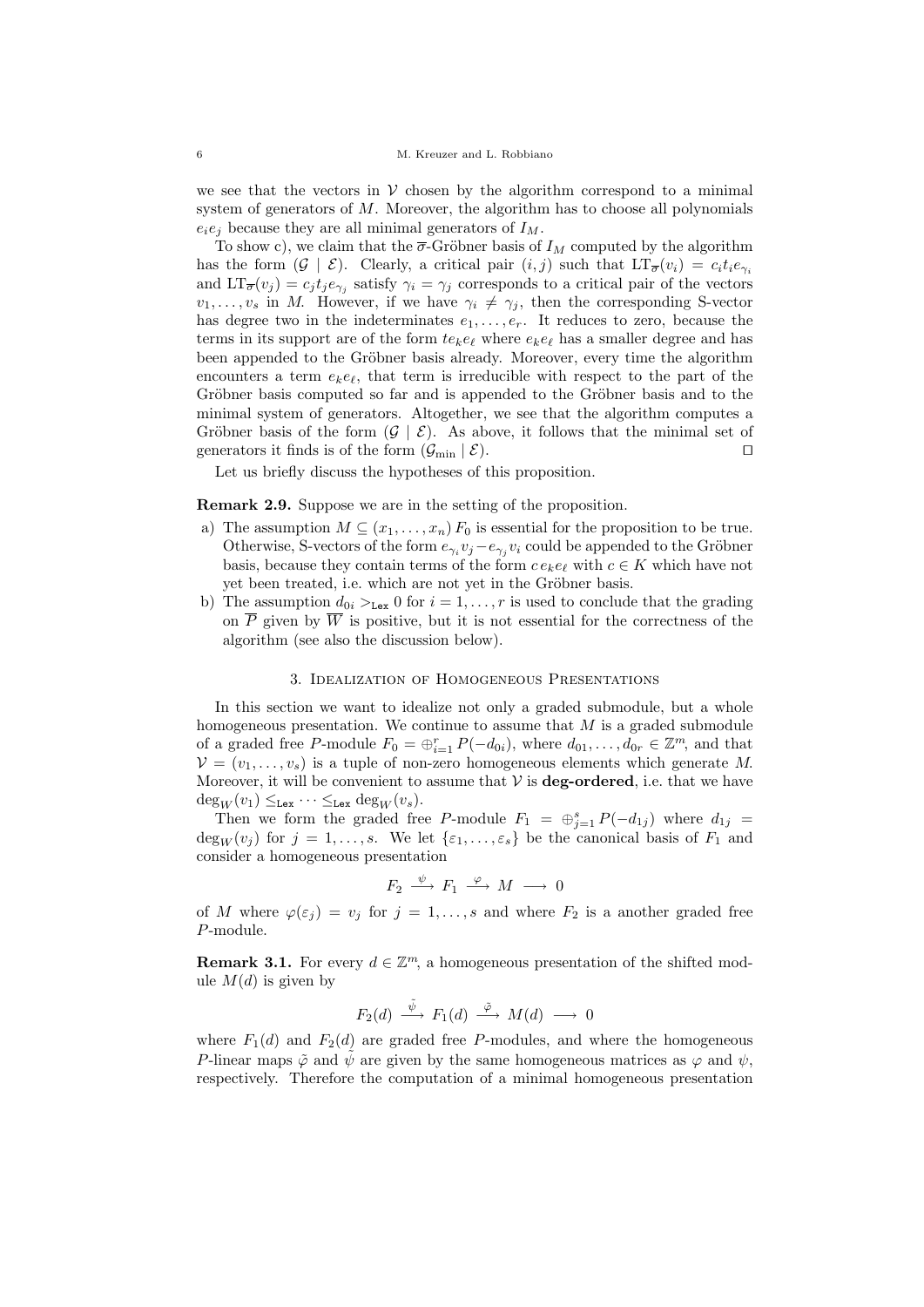we see that the vectors in $\mathcal{V}$ chosen by the algorithm correspond to a minimal system of generators of $M$. Moreover, the algorithm has to choose all polynomials $e_ie_j$ because they are all minimal generators of $I_M$.

To show c), we claim that the $\overline{\sigma}$-Gröbner basis of $I_M$ computed by the algorithm has the form $(\mathcal{G} \mid \mathcal{E})$. Clearly, a critical pair $(i,j)$ such that $\mathrm{LT}_{\overline{\sigma}}(v_i) = c_it_ie_{\gamma_i}$ and $\mathrm{LT}_{\overline{\sigma}}(v_j) = c_jt_je_{\gamma_j}$ satisfy $\gamma_i = \gamma_j$ corresponds to a critical pair of the vectors $v_1, \ldots, v_s$ in $M$. However, if we have $\gamma_i \neq \gamma_j$, then the corresponding S-vector has degree two in the indeterminates $e_1, \ldots, e_r$. It reduces to zero, because the terms in its support are of the form $te_ke_\ell$ where $e_ke_\ell$ has a smaller degree and has been appended to the Gröbner basis already. Moreover, every time the algorithm encounters a term $e_ke_\ell$, that term is irreducible with respect to the part of the Gröbner basis computed so far and is appended to the Gröbner basis and to the minimal system of generators. Altogether, we see that the algorithm computes a Gröbner basis of the form $(\mathcal{G} \mid \mathcal{E})$. As above, it follows that the minimal set of generators it finds is of the form $(\mathcal{G}_{\min} \mid \mathcal{E})$. $\square$

Let us briefly discuss the hypotheses of this proposition.

**Remark 2.9.** Suppose we are in the setting of the proposition.

a) The assumption $M \subseteq (x_1, \ldots, x_n)\, F_0$ is essential for the proposition to be true. Otherwise, S-vectors of the form $e_{\gamma_i}v_j - e_{\gamma_j}v_i$ could be appended to the Gröbner basis, because they contain terms of the form $c\, e_ke_\ell$ with $c \in K$ which have not yet been treated, i.e. which are not yet in the Gröbner basis.

b) The assumption $d_{0i} >_{\mathtt{Lex}} 0$ for $i = 1, \ldots, r$ is used to conclude that the grading on $\overline{P}$ given by $\overline{W}$ is positive, but it is not essential for the correctness of the algorithm (see also the discussion below).

## 3. Idealization of Homogeneous Presentations

In this section we want to idealize not only a graded submodule, but a whole homogeneous presentation. We continue to assume that $M$ is a graded submodule of a graded free $P$-module $F_0 = \oplus_{i=1}^r P(-d_{0i})$, where $d_{01}, \ldots, d_{0r} \in \mathbb{Z}^m$, and that $\mathcal{V} = (v_1, \ldots, v_s)$ is a tuple of non-zero homogeneous elements which generate $M$. Moreover, it will be convenient to assume that $\mathcal{V}$ is **deg-ordered**, i.e. that we have $\deg_W(v_1) \leq_{\mathtt{Lex}} \cdots \leq_{\mathtt{Lex}} \deg_W(v_s)$.

Then we form the graded free $P$-module $F_1 = \oplus_{j=1}^s P(-d_{1j})$ where $d_{1j} = \deg_W(v_j)$ for $j = 1, \ldots, s$. We let $\{\varepsilon_1, \ldots, \varepsilon_s\}$ be the canonical basis of $F_1$ and consider a homogeneous presentation

$$F_2 \xrightarrow{\ \psi\ } F_1 \xrightarrow{\ \varphi\ } M \longrightarrow 0$$

of $M$ where $\varphi(\varepsilon_j) = v_j$ for $j = 1, \ldots, s$ and where $F_2$ is a another graded free $P$-module.

**Remark 3.1.** For every $d \in \mathbb{Z}^m$, a homogeneous presentation of the shifted module $M(d)$ is given by

$$F_2(d) \xrightarrow{\ \tilde{\psi}\ } F_1(d) \xrightarrow{\ \tilde{\varphi}\ } M(d) \longrightarrow 0$$

where $F_1(d)$ and $F_2(d)$ are graded free $P$-modules, and where the homogeneous $P$-linear maps $\tilde{\varphi}$ and $\tilde{\psi}$ are given by the same homogeneous matrices as $\varphi$ and $\psi$, respectively. Therefore the computation of a minimal homogeneous presentation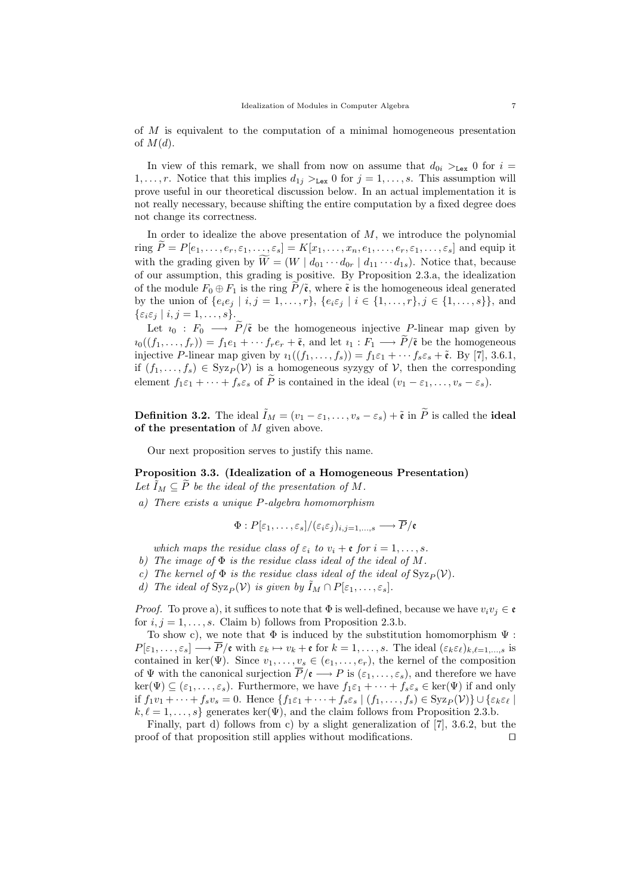of $M$ is equivalent to the computation of a minimal homogeneous presentation of $M(d)$.

In view of this remark, we shall from now on assume that $d_{0i} >_{\texttt{Lex}} 0$ for $i = 1,\dots,r$. Notice that this implies $d_{1j} >_{\texttt{Lex}} 0$ for $j = 1,\dots,s$. This assumption will prove useful in our theoretical discussion below. In an actual implementation it is not really necessary, because shifting the entire computation by a fixed degree does not change its correctness.

In order to idealize the above presentation of $M$, we introduce the polynomial ring $\widetilde{P} = P[e_1,\dots,e_r,\varepsilon_1,\dots,\varepsilon_s] = K[x_1,\dots,x_n,e_1,\dots,e_r,\varepsilon_1,\dots,\varepsilon_s]$ and equip it with the grading given by $\widetilde{W} = (W \mid d_{01}\cdots d_{0r} \mid d_{11}\cdots d_{1s})$. Notice that, because of our assumption, this grading is positive. By Proposition 2.3.a, the idealization of the module $F_0 \oplus F_1$ is the ring $\widetilde{P}/\tilde{\mathfrak{e}}$, where $\tilde{\mathfrak{e}}$ is the homogeneous ideal generated by the union of $\{e_ie_j \mid i,j = 1,\dots,r\}$, $\{e_i\varepsilon_j \mid i \in \{1,\dots,r\}, j \in \{1,\dots,s\}\}$, and $\{\varepsilon_i\varepsilon_j \mid i,j = 1,\dots,s\}$.

Let $\imath_0 : F_0 \longrightarrow \widetilde{P}/\tilde{\mathfrak{e}}$ be the homogeneous injective $P$-linear map given by $\imath_0((f_1,\dots,f_r)) = f_1e_1 + \cdots f_re_r + \tilde{\mathfrak{e}}$, and let $\imath_1 : F_1 \longrightarrow \widetilde{P}/\tilde{\mathfrak{e}}$ be the homogeneous injective $P$-linear map given by $\imath_1((f_1,\dots,f_s)) = f_1\varepsilon_1 + \cdots f_s\varepsilon_s + \tilde{\mathfrak{e}}$. By [7], 3.6.1, if $(f_1,\dots,f_s) \in \mathrm{Syz}_P(\mathcal{V})$ is a homogeneous syzygy of $\mathcal{V}$, then the corresponding element $f_1\varepsilon_1 + \cdots + f_s\varepsilon_s$ of $\widetilde{P}$ is contained in the ideal $(v_1 - \varepsilon_1,\dots,v_s - \varepsilon_s)$.

**Definition 3.2.** The ideal $\tilde{I}_M = (v_1 - \varepsilon_1,\dots,v_s - \varepsilon_s) + \tilde{\mathfrak{e}}$ in $\widetilde{P}$ is called the **ideal of the presentation** of $M$ given above.

Our next proposition serves to justify this name.

**Proposition 3.3. (Idealization of a Homogeneous Presentation)**
*Let $\tilde{I}_M \subseteq \widetilde{P}$ be the ideal of the presentation of $M$.*

*a) There exists a unique $P$-algebra homomorphism*

$$\Phi : P[\varepsilon_1,\dots,\varepsilon_s]/(\varepsilon_i\varepsilon_j)_{i,j=1,\dots,s} \longrightarrow \overline{P}/\mathfrak{e}$$

*which maps the residue class of $\varepsilon_i$ to $v_i + \mathfrak{e}$ for $i = 1,\dots,s$.*

*b) The image of $\Phi$ is the residue class ideal of the ideal of $M$.*

*c) The kernel of $\Phi$ is the residue class ideal of the ideal of $\mathrm{Syz}_P(\mathcal{V})$.*

*d) The ideal of $\mathrm{Syz}_P(\mathcal{V})$ is given by $\tilde{I}_M \cap P[\varepsilon_1,\dots,\varepsilon_s]$.*

*Proof.* To prove a), it suffices to note that $\Phi$ is well-defined, because we have $v_iv_j \in \mathfrak{e}$ for $i,j = 1,\dots,s$. Claim b) follows from Proposition 2.3.b.

To show c), we note that $\Phi$ is induced by the substitution homomorphism $\Psi : P[\varepsilon_1,\dots,\varepsilon_s] \longrightarrow \overline{P}/\mathfrak{e}$ with $\varepsilon_k \mapsto v_k + \mathfrak{e}$ for $k = 1,\dots,s$. The ideal $(\varepsilon_k\varepsilon_\ell)_{k,\ell=1,\dots,s}$ is contained in $\ker(\Psi)$. Since $v_1,\dots,v_s \in (e_1,\dots,e_r)$, the kernel of the composition of $\Psi$ with the canonical surjection $\overline{P}/\mathfrak{e} \longrightarrow P$ is $(\varepsilon_1,\dots,\varepsilon_s)$, and therefore we have $\ker(\Psi) \subseteq (\varepsilon_1,\dots,\varepsilon_s)$. Furthermore, we have $f_1\varepsilon_1 + \cdots + f_s\varepsilon_s \in \ker(\Psi)$ if and only if $f_1v_1 + \cdots + f_sv_s = 0$. Hence $\{f_1\varepsilon_1 + \cdots + f_s\varepsilon_s \mid (f_1,\dots,f_s) \in \mathrm{Syz}_P(\mathcal{V})\} \cup \{\varepsilon_k\varepsilon_\ell \mid k,\ell = 1,\dots,s\}$ generates $\ker(\Psi)$, and the claim follows from Proposition 2.3.b.

Finally, part d) follows from c) by a slight generalization of [7], 3.6.2, but the proof of that proposition still applies without modifications. $\square$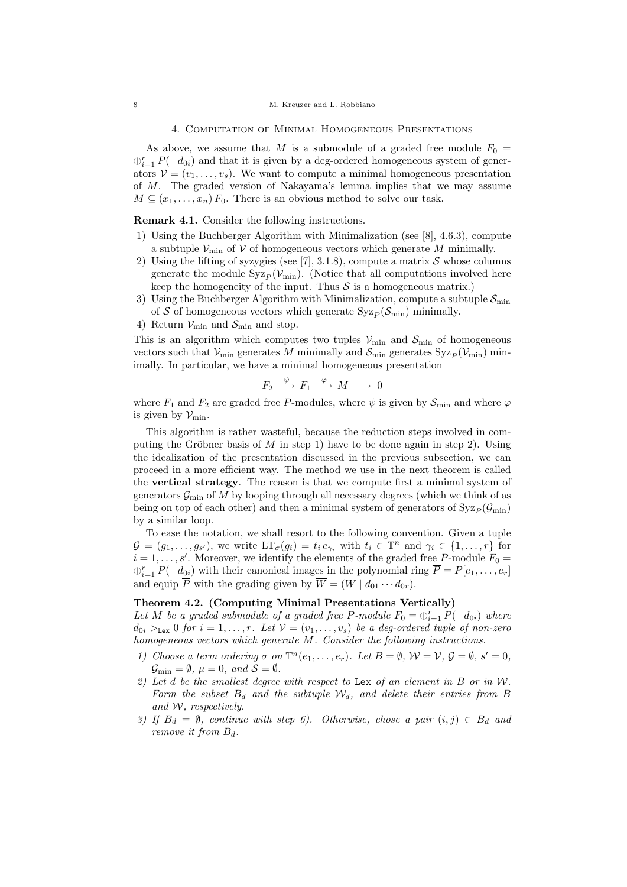## 4. Computation of Minimal Homogeneous Presentations

As above, we assume that $M$ is a submodule of a graded free module $F_0 = \oplus_{i=1}^r P(-d_{0i})$ and that it is given by a deg-ordered homogeneous system of generators $\mathcal{V} = (v_1, \dots, v_s)$. We want to compute a minimal homogeneous presentation of $M$. The graded version of Nakayama's lemma implies that we may assume $M \subseteq (x_1, \dots, x_n) F_0$. There is an obvious method to solve our task.

**Remark 4.1.** Consider the following instructions.

1) Using the Buchberger Algorithm with Minimalization (see [8], 4.6.3), compute a subtuple $\mathcal{V}_{\min}$ of $\mathcal{V}$ of homogeneous vectors which generate $M$ minimally.
2) Using the lifting of syzygies (see [7], 3.1.8), compute a matrix $\mathcal{S}$ whose columns generate the module $\operatorname{Syz}_P(\mathcal{V}_{\min})$. (Notice that all computations involved here keep the homogeneity of the input. Thus $\mathcal{S}$ is a homogeneous matrix.)
3) Using the Buchberger Algorithm with Minimalization, compute a subtuple $\mathcal{S}_{\min}$ of $\mathcal{S}$ of homogeneous vectors which generate $\operatorname{Syz}_P(\mathcal{S}_{\min})$ minimally.
4) Return $\mathcal{V}_{\min}$ and $\mathcal{S}_{\min}$ and stop.

This is an algorithm which computes two tuples $\mathcal{V}_{\min}$ and $\mathcal{S}_{\min}$ of homogeneous vectors such that $\mathcal{V}_{\min}$ generates $M$ minimally and $\mathcal{S}_{\min}$ generates $\operatorname{Syz}_P(\mathcal{V}_{\min})$ minimally. In particular, we have a minimal homogeneous presentation

$$F_2 \xrightarrow{\ \psi\ } F_1 \xrightarrow{\ \varphi\ } M \longrightarrow 0$$

where $F_1$ and $F_2$ are graded free $P$-modules, where $\psi$ is given by $\mathcal{S}_{\min}$ and where $\varphi$ is given by $\mathcal{V}_{\min}$.

This algorithm is rather wasteful, because the reduction steps involved in computing the Gröbner basis of $M$ in step 1) have to be done again in step 2). Using the idealization of the presentation discussed in the previous subsection, we can proceed in a more efficient way. The method we use in the next theorem is called the **vertical strategy**. The reason is that we compute first a minimal system of generators $\mathcal{G}_{\min}$ of $M$ by looping through all necessary degrees (which we think of as being on top of each other) and then a minimal system of generators of $\operatorname{Syz}_P(\mathcal{G}_{\min})$ by a similar loop.

To ease the notation, we shall resort to the following convention. Given a tuple $\mathcal{G} = (g_1, \dots, g_{s'})$, we write $\operatorname{LT}_\sigma(g_i) = t_i\, e_{\gamma_i}$ with $t_i \in \mathbb{T}^n$ and $\gamma_i \in \{1, \dots, r\}$ for $i = 1, \dots, s'$. Moreover, we identify the elements of the graded free $P$-module $F_0 = \oplus_{i=1}^r P(-d_{0i})$ with their canonical images in the polynomial ring $\overline{P} = P[e_1, \dots, e_r]$ and equip $\overline{P}$ with the grading given by $\overline{W} = (W \mid d_{01} \cdots d_{0r})$.

**Theorem 4.2. (Computing Minimal Presentations Vertically)**
*Let $M$ be a graded submodule of a graded free $P$-module $F_0 = \oplus_{i=1}^r P(-d_{0i})$ where $d_{0i} >_{\mathtt{Lex}} 0$ for $i = 1, \dots, r$. Let $\mathcal{V} = (v_1, \dots, v_s)$ be a deg-ordered tuple of non-zero homogeneous vectors which generate $M$. Consider the following instructions.*

1) *Choose a term ordering $\sigma$ on $\mathbb{T}^n(e_1, \dots, e_r)$. Let $B = \emptyset$, $\mathcal{W} = \mathcal{V}$, $\mathcal{G} = \emptyset$, $s' = 0$, $\mathcal{G}_{\min} = \emptyset$, $\mu = 0$, and $\mathcal{S} = \emptyset$.*
2) *Let $d$ be the smallest degree with respect to* `Lex` *of an element in $B$ or in $\mathcal{W}$. Form the subset $B_d$ and the subtuple $\mathcal{W}_d$, and delete their entries from $B$ and $\mathcal{W}$, respectively.*
3) *If $B_d = \emptyset$, continue with step 6). Otherwise, chose a pair $(i,j) \in B_d$ and remove it from $B_d$.*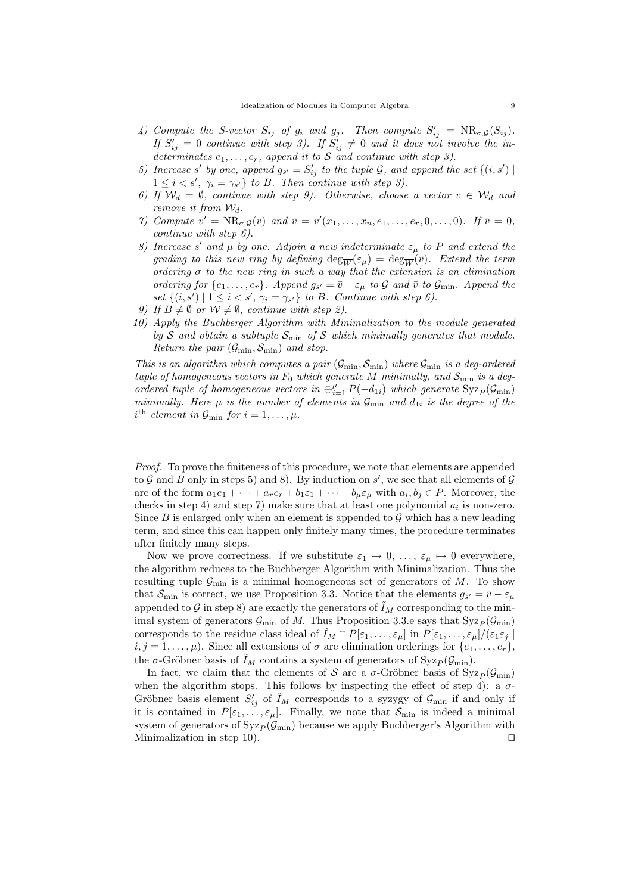4) Compute the S-vector $S_{ij}$ of $g_i$ and $g_j$. Then compute $S'_{ij} = \mathrm{NR}_{\sigma,\mathcal{G}}(S_{ij})$. If $S'_{ij} = 0$ continue with step 3). If $S'_{ij} \neq 0$ and it does not involve the indeterminates $e_1, \ldots, e_r$, append it to $\mathcal{S}$ and continue with step 3).
5) Increase $s'$ by one, append $g_{s'} = S'_{ij}$ to the tuple $\mathcal{G}$, and append the set $\{(i, s') \mid 1 \leq i < s',\ \gamma_i = \gamma_{s'}\}$ to $B$. Then continue with step 3).
6) If $\mathcal{W}_d = \emptyset$, continue with step 9). Otherwise, choose a vector $v \in \mathcal{W}_d$ and remove it from $\mathcal{W}_d$.
7) Compute $v' = \mathrm{NR}_{\sigma,\mathcal{G}}(v)$ and $\bar{v} = v'(x_1, \ldots, x_n, e_1, \ldots, e_r, 0, \ldots, 0)$. If $\bar{v} = 0$, continue with step 6).
8) Increase $s'$ and $\mu$ by one. Adjoin a new indeterminate $\varepsilon_\mu$ to $\overline{P}$ and extend the grading to this new ring by defining $\deg_{\overline{W}}(\varepsilon_\mu) = \deg_{\overline{W}}(\bar{v})$. Extend the term ordering $\sigma$ to the new ring in such a way that the extension is an elimination ordering for $\{e_1, \ldots, e_r\}$. Append $g_{s'} = \bar{v} - \varepsilon_\mu$ to $\mathcal{G}$ and $\bar{v}$ to $\mathcal{G}_{\min}$. Append the set $\{(i, s') \mid 1 \leq i < s',\ \gamma_i = \gamma_{s'}\}$ to $B$. Continue with step 6).
9) If $B \neq \emptyset$ or $\mathcal{W} \neq \emptyset$, continue with step 2).
10) Apply the Buchberger Algorithm with Minimalization to the module generated by $\mathcal{S}$ and obtain a subtuple $\mathcal{S}_{\min}$ of $\mathcal{S}$ which minimally generates that module. Return the pair $(\mathcal{G}_{\min}, \mathcal{S}_{\min})$ and stop.

*This is an algorithm which computes a pair $(\mathcal{G}_{\min}, \mathcal{S}_{\min})$ where $\mathcal{G}_{\min}$ is a deg-ordered tuple of homogeneous vectors in $F_0$ which generate $M$ minimally, and $\mathcal{S}_{\min}$ is a deg-ordered tuple of homogeneous vectors in $\oplus_{i=1}^{\mu} P(-d_{1i})$ which generate $\mathrm{Syz}_P(\mathcal{G}_{\min})$ minimally. Here $\mu$ is the number of elements in $\mathcal{G}_{\min}$ and $d_{1i}$ is the degree of the $i^{\text{th}}$ element in $\mathcal{G}_{\min}$ for $i = 1, \ldots, \mu$.*

*Proof.* To prove the finiteness of this procedure, we note that elements are appended to $\mathcal{G}$ and $B$ only in steps 5) and 8). By induction on $s'$, we see that all elements of $\mathcal{G}$ are of the form $a_1 e_1 + \cdots + a_r e_r + b_1 \varepsilon_1 + \cdots + b_\mu \varepsilon_\mu$ with $a_i, b_j \in P$. Moreover, the checks in step 4) and step 7) make sure that at least one polynomial $a_i$ is non-zero. Since $B$ is enlarged only when an element is appended to $\mathcal{G}$ which has a new leading term, and since this can happen only finitely many times, the procedure terminates after finitely many steps.

Now we prove correctness. If we substitute $\varepsilon_1 \mapsto 0, \ldots, \varepsilon_\mu \mapsto 0$ everywhere, the algorithm reduces to the Buchberger Algorithm with Minimalization. Thus the resulting tuple $\mathcal{G}_{\min}$ is a minimal homogeneous set of generators of $M$. To show that $\mathcal{S}_{\min}$ is correct, we use Proposition 3.3. Notice that the elements $g_{s'} = \bar{v} - \varepsilon_\mu$ appended to $\mathcal{G}$ in step 8) are exactly the generators of $\tilde{I}_M$ corresponding to the minimal system of generators $\mathcal{G}_{\min}$ of $M$. Thus Proposition 3.3.e says that $\mathrm{Syz}_P(\mathcal{G}_{\min})$ corresponds to the residue class ideal of $\tilde{I}_M \cap P[\varepsilon_1, \ldots, \varepsilon_\mu]$ in $P[\varepsilon_1, \ldots, \varepsilon_\mu]/(\varepsilon_1 \varepsilon_j \mid i, j = 1, \ldots, \mu)$. Since all extensions of $\sigma$ are elimination orderings for $\{e_1, \ldots, e_r\}$, the $\sigma$-Gröbner basis of $\tilde{I}_M$ contains a system of generators of $\mathrm{Syz}_P(\mathcal{G}_{\min})$.

In fact, we claim that the elements of $\mathcal{S}$ are a $\sigma$-Gröbner basis of $\mathrm{Syz}_P(\mathcal{G}_{\min})$ when the algorithm stops. This follows by inspecting the effect of step 4): a $\sigma$-Gröbner basis element $S'_{ij}$ of $\tilde{I}_M$ corresponds to a syzygy of $\mathcal{G}_{\min}$ if and only if it is contained in $P[\varepsilon_1, \ldots, \varepsilon_\mu]$. Finally, we note that $\mathcal{S}_{\min}$ is indeed a minimal system of generators of $\mathrm{Syz}_P(\mathcal{G}_{\min})$ because we apply Buchberger's Algorithm with Minimalization in step 10). $\square$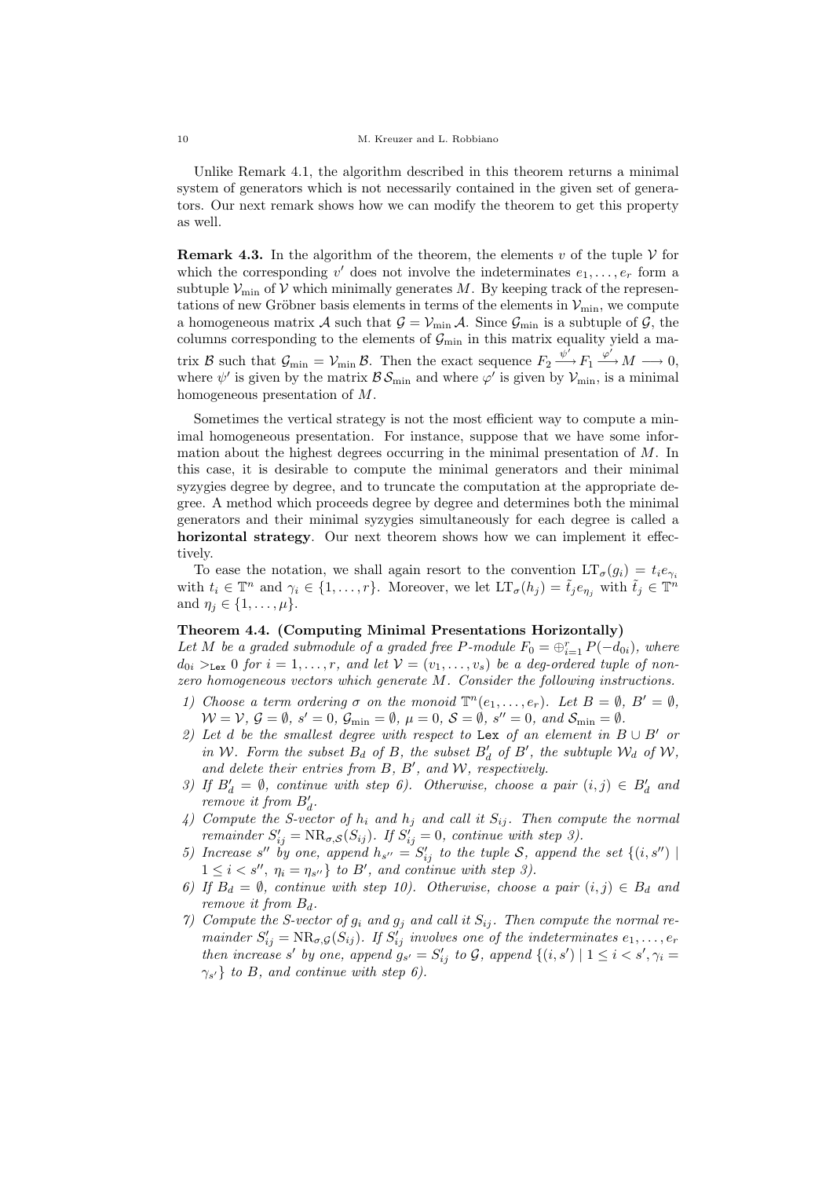Unlike Remark 4.1, the algorithm described in this theorem returns a minimal system of generators which is not necessarily contained in the given set of generators. Our next remark shows how we can modify the theorem to get this property as well.

**Remark 4.3.** In the algorithm of the theorem, the elements $v$ of the tuple $\mathcal{V}$ for which the corresponding $v'$ does not involve the indeterminates $e_1, \ldots, e_r$ form a subtuple $\mathcal{V}_{\min}$ of $\mathcal{V}$ which minimally generates $M$. By keeping track of the representations of new Gröbner basis elements in terms of the elements in $\mathcal{V}_{\min}$, we compute a homogeneous matrix $\mathcal{A}$ such that $\mathcal{G} = \mathcal{V}_{\min}\,\mathcal{A}$. Since $\mathcal{G}_{\min}$ is a subtuple of $\mathcal{G}$, the columns corresponding to the elements of $\mathcal{G}_{\min}$ in this matrix equality yield a matrix $\mathcal{B}$ such that $\mathcal{G}_{\min} = \mathcal{V}_{\min}\,\mathcal{B}$. Then the exact sequence $F_2 \xrightarrow{\psi'} F_1 \xrightarrow{\varphi'} M \longrightarrow 0$, where $\psi'$ is given by the matrix $\mathcal{B}\,\mathcal{S}_{\min}$ and where $\varphi'$ is given by $\mathcal{V}_{\min}$, is a minimal homogeneous presentation of $M$.

Sometimes the vertical strategy is not the most efficient way to compute a minimal homogeneous presentation. For instance, suppose that we have some information about the highest degrees occurring in the minimal presentation of $M$. In this case, it is desirable to compute the minimal generators and their minimal syzygies degree by degree, and to truncate the computation at the appropriate degree. A method which proceeds degree by degree and determines both the minimal generators and their minimal syzygies simultaneously for each degree is called a **horizontal strategy**. Our next theorem shows how we can implement it effectively.

To ease the notation, we shall again resort to the convention $\mathrm{LT}_\sigma(g_i) = t_i e_{\gamma_i}$ with $t_i \in \mathbb{T}^n$ and $\gamma_i \in \{1, \ldots, r\}$. Moreover, we let $\mathrm{LT}_\sigma(h_j) = \tilde{t}_j e_{\eta_j}$ with $\tilde{t}_j \in \mathbb{T}^n$ and $\eta_j \in \{1, \ldots, \mu\}$.

**Theorem 4.4. (Computing Minimal Presentations Horizontally)**
*Let $M$ be a graded submodule of a graded free $P$-module $F_0 = \oplus_{i=1}^r P(-d_{0i})$, where $d_{0i} >_{\mathtt{Lex}} 0$ for $i = 1, \ldots, r$, and let $\mathcal{V} = (v_1, \ldots, v_s)$ be a deg-ordered tuple of non-zero homogeneous vectors which generate $M$. Consider the following instructions.*

1) *Choose a term ordering $\sigma$ on the monoid $\mathbb{T}^n\langle e_1, \ldots, e_r\rangle$. Let $B = \emptyset$, $B' = \emptyset$, $\mathcal{W} = \mathcal{V}$, $\mathcal{G} = \emptyset$, $s' = 0$, $\mathcal{G}_{\min} = \emptyset$, $\mu = 0$, $\mathcal{S} = \emptyset$, $s'' = 0$, and $\mathcal{S}_{\min} = \emptyset$.*
2) *Let $d$ be the smallest degree with respect to $\mathtt{Lex}$ of an element in $B \cup B'$ or in $\mathcal{W}$. Form the subset $B_d$ of $B$, the subset $B'_d$ of $B'$, the subtuple $\mathcal{W}_d$ of $\mathcal{W}$, and delete their entries from $B$, $B'$, and $\mathcal{W}$, respectively.*
3) *If $B'_d = \emptyset$, continue with step 6). Otherwise, choose a pair $(i,j) \in B'_d$ and remove it from $B'_d$.*
4) *Compute the S-vector of $h_i$ and $h_j$ and call it $S_{ij}$. Then compute the normal remainder $S'_{ij} = \mathrm{NR}_{\sigma,\mathcal{S}}(S_{ij})$. If $S'_{ij} = 0$, continue with step 3).*
5) *Increase $s''$ by one, append $h_{s''} = S'_{ij}$ to the tuple $\mathcal{S}$, append the set $\{(i, s'') \mid 1 \le i < s'',\ \eta_i = \eta_{s''}\}$ to $B'$, and continue with step 3).*
6) *If $B_d = \emptyset$, continue with step 10). Otherwise, choose a pair $(i,j) \in B_d$ and remove it from $B_d$.*
7) *Compute the S-vector of $g_i$ and $g_j$ and call it $S_{ij}$. Then compute the normal remainder $S'_{ij} = \mathrm{NR}_{\sigma,\mathcal{G}}(S_{ij})$. If $S'_{ij}$ involves one of the indeterminates $e_1, \ldots, e_r$ then increase $s'$ by one, append $g_{s'} = S'_{ij}$ to $\mathcal{G}$, append $\{(i, s') \mid 1 \le i < s', \gamma_i = \gamma_{s'}\}$ to $B$, and continue with step 6).*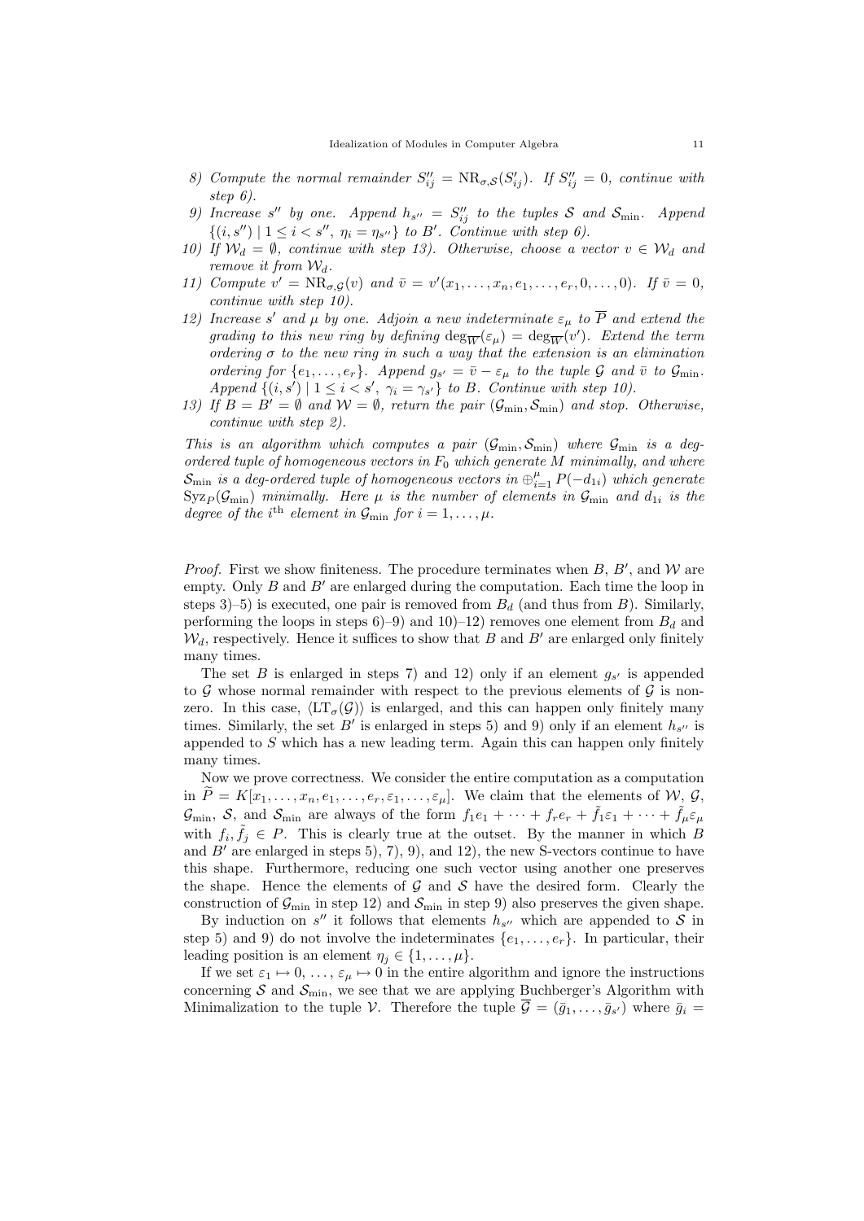8) Compute the normal remainder $S''_{ij} = \mathrm{NR}_{\sigma,\mathcal{S}}(S'_{ij})$. If $S''_{ij} = 0$, continue with step 6).
9) Increase $s''$ by one. Append $h_{s''} = S''_{ij}$ to the tuples $\mathcal{S}$ and $\mathcal{S}_{\min}$. Append $\{(i, s'') \mid 1 \le i < s'',\ \eta_i = \eta_{s''}\}$ to $B'$. Continue with step 6).
10) If $\mathcal{W}_d = \emptyset$, continue with step 13). Otherwise, choose a vector $v \in \mathcal{W}_d$ and remove it from $\mathcal{W}_d$.
11) Compute $v' = \mathrm{NR}_{\sigma,\mathcal{G}}(v)$ and $\bar{v} = v'(x_1, \ldots, x_n, e_1, \ldots, e_r, 0, \ldots, 0)$. If $\bar{v} = 0$, continue with step 10).
12) Increase $s'$ and $\mu$ by one. Adjoin a new indeterminate $\varepsilon_\mu$ to $\overline{P}$ and extend the grading to this new ring by defining $\deg_{\overline{W}}(\varepsilon_\mu) = \deg_{\overline{W}}(v')$. Extend the term ordering $\sigma$ to the new ring in such a way that the extension is an elimination ordering for $\{e_1, \ldots, e_r\}$. Append $g_{s'} = \bar{v} - \varepsilon_\mu$ to the tuple $\mathcal{G}$ and $\bar{v}$ to $\mathcal{G}_{\min}$. Append $\{(i, s') \mid 1 \le i < s',\ \gamma_i = \gamma_{s'}\}$ to $B$. Continue with step 10).
13) If $B = B' = \emptyset$ and $\mathcal{W} = \emptyset$, return the pair $(\mathcal{G}_{\min}, \mathcal{S}_{\min})$ and stop. Otherwise, continue with step 2).

*This is an algorithm which computes a pair $(\mathcal{G}_{\min}, \mathcal{S}_{\min})$ where $\mathcal{G}_{\min}$ is a deg-ordered tuple of homogeneous vectors in $F_0$ which generate $M$ minimally, and where $\mathcal{S}_{\min}$ is a deg-ordered tuple of homogeneous vectors in $\oplus_{i=1}^{\mu} P(-d_{1i})$ which generate $\mathrm{Syz}_P(\mathcal{G}_{\min})$ minimally. Here $\mu$ is the number of elements in $\mathcal{G}_{\min}$ and $d_{1i}$ is the degree of the $i^{\text{th}}$ element in $\mathcal{G}_{\min}$ for $i = 1, \ldots, \mu$.*

*Proof.* First we show finiteness. The procedure terminates when $B$, $B'$, and $\mathcal{W}$ are empty. Only $B$ and $B'$ are enlarged during the computation. Each time the loop in steps 3)–5) is executed, one pair is removed from $B_d$ (and thus from $B$). Similarly, performing the loops in steps 6)–9) and 10)–12) removes one element from $B_d$ and $\mathcal{W}_d$, respectively. Hence it suffices to show that $B$ and $B'$ are enlarged only finitely many times.

The set $B$ is enlarged in steps 7) and 12) only if an element $g_{s'}$ is appended to $\mathcal{G}$ whose normal remainder with respect to the previous elements of $\mathcal{G}$ is non-zero. In this case, $\langle \mathrm{LT}_\sigma(\mathcal{G}) \rangle$ is enlarged, and this can happen only finitely many times. Similarly, the set $B'$ is enlarged in steps 5) and 9) only if an element $h_{s''}$ is appended to $S$ which has a new leading term. Again this can happen only finitely many times.

Now we prove correctness. We consider the entire computation as a computation in $\widetilde{P} = K[x_1, \ldots, x_n, e_1, \ldots, e_r, \varepsilon_1, \ldots, \varepsilon_\mu]$. We claim that the elements of $\mathcal{W}$, $\mathcal{G}$, $\mathcal{G}_{\min}$, $\mathcal{S}$, and $\mathcal{S}_{\min}$ are always of the form $f_1 e_1 + \cdots + f_r e_r + \tilde{f}_1 \varepsilon_1 + \cdots + \tilde{f}_\mu \varepsilon_\mu$ with $f_i, \tilde{f}_j \in P$. This is clearly true at the outset. By the manner in which $B$ and $B'$ are enlarged in steps 5), 7), 9), and 12), the new S-vectors continue to have this shape. Furthermore, reducing one such vector using another one preserves the shape. Hence the elements of $\mathcal{G}$ and $\mathcal{S}$ have the desired form. Clearly the construction of $\mathcal{G}_{\min}$ in step 12) and $\mathcal{S}_{\min}$ in step 9) also preserves the given shape.

By induction on $s''$ it follows that elements $h_{s''}$ which are appended to $\mathcal{S}$ in step 5) and 9) do not involve the indeterminates $\{e_1, \ldots, e_r\}$. In particular, their leading position is an element $\eta_j \in \{1, \ldots, \mu\}$.

If we set $\varepsilon_1 \mapsto 0, \ldots, \varepsilon_\mu \mapsto 0$ in the entire algorithm and ignore the instructions concerning $\mathcal{S}$ and $\mathcal{S}_{\min}$, we see that we are applying Buchberger's Algorithm with Minimalization to the tuple $\mathcal{V}$. Therefore the tuple $\overline{\mathcal{G}} = (\bar{g}_1, \ldots, \bar{g}_{s'})$ where $\bar{g}_i =$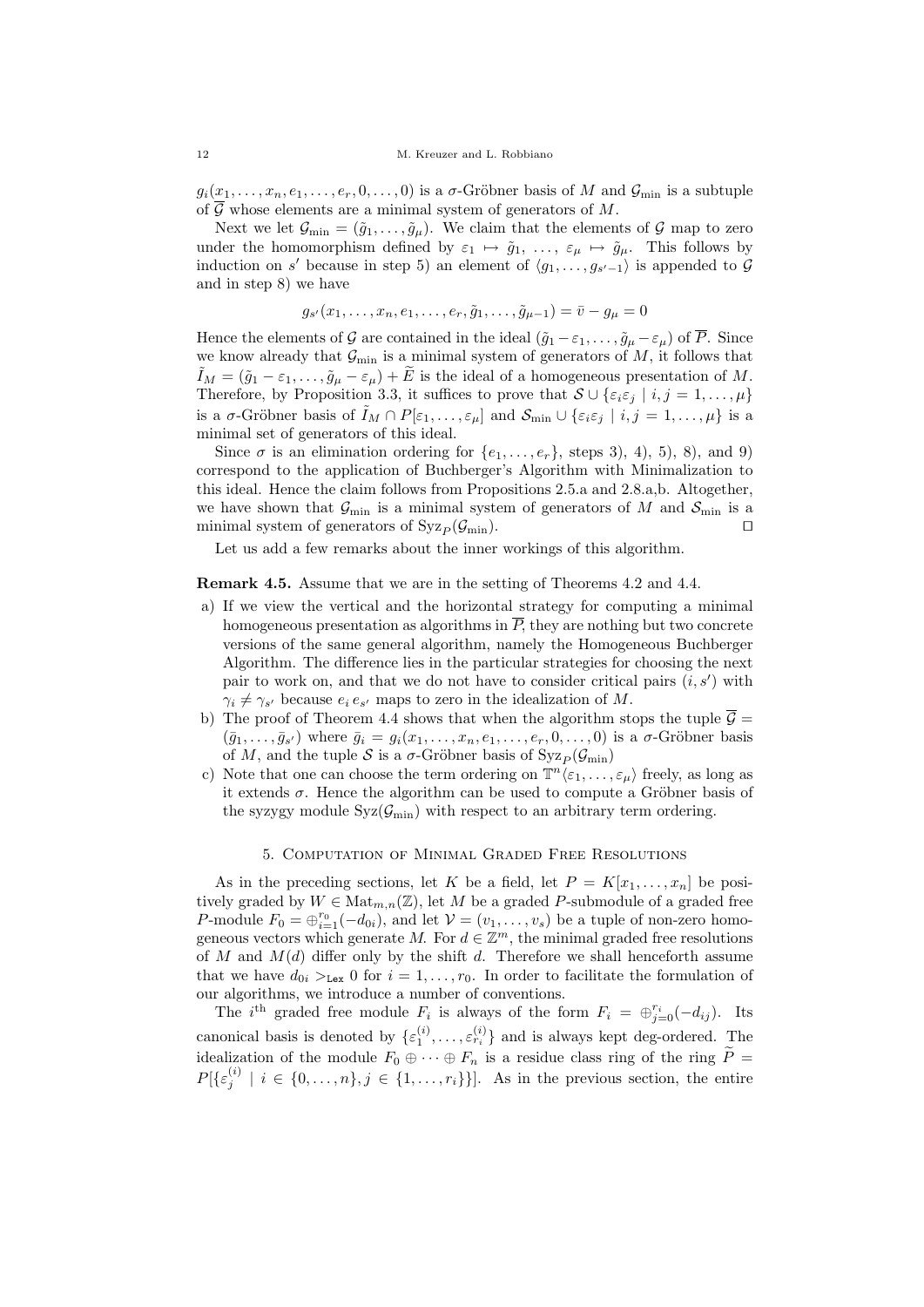$g_i(x_1,\dots,x_n,e_1,\dots,e_r,0,\dots,0)$ is a $\sigma$-Gröbner basis of $M$ and $\mathcal{G}_{\min}$ is a subtuple of $\overline{\mathcal{G}}$ whose elements are a minimal system of generators of $M$.

Next we let $\mathcal{G}_{\min} = (\tilde{g}_1,\dots,\tilde{g}_\mu)$. We claim that the elements of $\mathcal{G}$ map to zero under the homomorphism defined by $\varepsilon_1 \mapsto \tilde{g}_1, \dots, \varepsilon_\mu \mapsto \tilde{g}_\mu$. This follows by induction on $s'$ because in step 5) an element of $\langle g_1,\dots,g_{s'-1}\rangle$ is appended to $\mathcal{G}$ and in step 8) we have

$$g_{s'}(x_1,\dots,x_n,e_1,\dots,e_r,\tilde{g}_1,\dots,\tilde{g}_{\mu-1}) = \bar{v} - g_\mu = 0$$

Hence the elements of $\mathcal{G}$ are contained in the ideal $(\tilde{g}_1 - \varepsilon_1,\dots,\tilde{g}_\mu - \varepsilon_\mu)$ of $\overline{P}$. Since we know already that $\mathcal{G}_{\min}$ is a minimal system of generators of $M$, it follows that $\tilde{I}_M = (\tilde{g}_1 - \varepsilon_1,\dots,\tilde{g}_\mu - \varepsilon_\mu) + \widetilde{E}$ is the ideal of a homogeneous presentation of $M$. Therefore, by Proposition 3.3, it suffices to prove that $\mathcal{S} \cup \{\varepsilon_i\varepsilon_j \mid i,j = 1,\dots,\mu\}$ is a $\sigma$-Gröbner basis of $\tilde{I}_M \cap P[\varepsilon_1,\dots,\varepsilon_\mu]$ and $\mathcal{S}_{\min} \cup \{\varepsilon_i\varepsilon_j \mid i,j = 1,\dots,\mu\}$ is a minimal set of generators of this ideal.

Since $\sigma$ is an elimination ordering for $\{e_1,\dots,e_r\}$, steps 3), 4), 5), 8), and 9) correspond to the application of Buchberger's Algorithm with Minimalization to this ideal. Hence the claim follows from Propositions 2.5.a and 2.8.a,b. Altogether, we have shown that $\mathcal{G}_{\min}$ is a minimal system of generators of $M$ and $\mathcal{S}_{\min}$ is a minimal system of generators of $\mathrm{Syz}_P(\mathcal{G}_{\min})$. $\square$

Let us add a few remarks about the inner workings of this algorithm.

**Remark 4.5.** Assume that we are in the setting of Theorems 4.2 and 4.4.

a) If we view the vertical and the horizontal strategy for computing a minimal homogeneous presentation as algorithms in $\overline{P}$, they are nothing but two concrete versions of the same general algorithm, namely the Homogeneous Buchberger Algorithm. The difference lies in the particular strategies for choosing the next pair to work on, and that we do not have to consider critical pairs $(i,s')$ with $\gamma_i \neq \gamma_{s'}$ because $e_i\, e_{s'}$ maps to zero in the idealization of $M$.

b) The proof of Theorem 4.4 shows that when the algorithm stops the tuple $\overline{\mathcal{G}} = (\bar{g}_1,\dots,\bar{g}_{s'})$ where $\bar{g}_i = g_i(x_1,\dots,x_n,e_1,\dots,e_r,0,\dots,0)$ is a $\sigma$-Gröbner basis of $M$, and the tuple $\mathcal{S}$ is a $\sigma$-Gröbner basis of $\mathrm{Syz}_P(\mathcal{G}_{\min})$

c) Note that one can choose the term ordering on $\mathbb{T}^n\langle\varepsilon_1,\dots,\varepsilon_\mu\rangle$ freely, as long as it extends $\sigma$. Hence the algorithm can be used to compute a Gröbner basis of the syzygy module $\mathrm{Syz}(\mathcal{G}_{\min})$ with respect to an arbitrary term ordering.

## 5. Computation of Minimal Graded Free Resolutions

As in the preceding sections, let $K$ be a field, let $P = K[x_1,\dots,x_n]$ be positively graded by $W \in \mathrm{Mat}_{m,n}(\mathbb{Z})$, let $M$ be a graded $P$-submodule of a graded free $P$-module $F_0 = \oplus_{i=1}^{r_0}(-d_{0i})$, and let $\mathcal{V} = (v_1,\dots,v_s)$ be a tuple of non-zero homogeneous vectors which generate $M$. For $d \in \mathbb{Z}^m$, the minimal graded free resolutions of $M$ and $M(d)$ differ only by the shift $d$. Therefore we shall henceforth assume that we have $d_{0i} >_{\mathtt{Lex}} 0$ for $i = 1,\dots,r_0$. In order to facilitate the formulation of our algorithms, we introduce a number of conventions.

The $i^{\text{th}}$ graded free module $F_i$ is always of the form $F_i = \oplus_{j=0}^{r_i}(-d_{ij})$. Its canonical basis is denoted by $\{\varepsilon_1^{(i)},\dots,\varepsilon_{r_i}^{(i)}\}$ and is always kept deg-ordered. The idealization of the module $F_0 \oplus \cdots \oplus F_n$ is a residue class ring of the ring $\widetilde{P} = P[\{\varepsilon_j^{(i)} \mid i \in \{0,\dots,n\}, j \in \{1,\dots,r_i\}\}]$. As in the previous section, the entire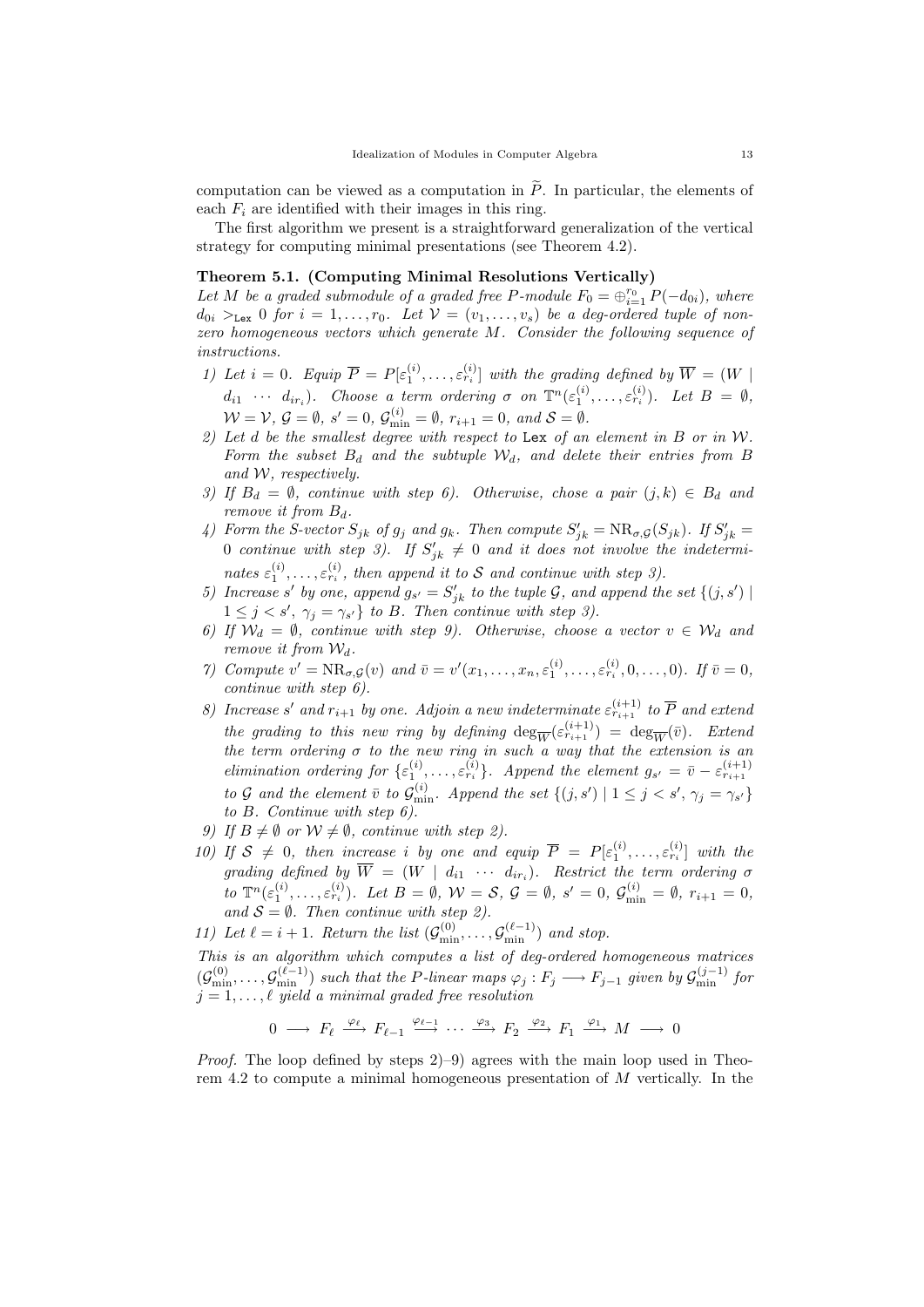computation can be viewed as a computation in $\widetilde{P}$. In particular, the elements of each $F_i$ are identified with their images in this ring.

The first algorithm we present is a straightforward generalization of the vertical strategy for computing minimal presentations (see Theorem 4.2).

**Theorem 5.1. (Computing Minimal Resolutions Vertically)**
*Let $M$ be a graded submodule of a graded free $P$-module $F_0 = \oplus_{i=1}^{r_0} P(-d_{0i})$, where $d_{0i} >_{\mathtt{Lex}} 0$ for $i = 1, \ldots, r_0$. Let $\mathcal{V} = (v_1, \ldots, v_s)$ be a deg-ordered tuple of non-zero homogeneous vectors which generate $M$. Consider the following sequence of instructions.*

1) *Let $i = 0$. Equip $\overline{P} = P[\varepsilon_1^{(i)}, \ldots, \varepsilon_{r_i}^{(i)}]$ with the grading defined by $\overline{W} = (W \mid d_{i1} \;\cdots\; d_{ir_i})$. Choose a term ordering $\sigma$ on $\mathbb{T}^n(\varepsilon_1^{(i)}, \ldots, \varepsilon_{r_i}^{(i)})$. Let $B = \emptyset$, $\mathcal{W} = \mathcal{V}$, $\mathcal{G} = \emptyset$, $s' = 0$, $\mathcal{G}_{\min}^{(i)} = \emptyset$, $r_{i+1} = 0$, and $\mathcal{S} = \emptyset$.*
2) *Let $d$ be the smallest degree with respect to $\mathtt{Lex}$ of an element in $B$ or in $\mathcal{W}$. Form the subset $B_d$ and the subtuple $\mathcal{W}_d$, and delete their entries from $B$ and $\mathcal{W}$, respectively.*
3) *If $B_d = \emptyset$, continue with step 6). Otherwise, chose a pair $(j,k) \in B_d$ and remove it from $B_d$.*
4) *Form the S-vector $S_{jk}$ of $g_j$ and $g_k$. Then compute $S'_{jk} = \mathrm{NR}_{\sigma,\mathcal{G}}(S_{jk})$. If $S'_{jk} = 0$ continue with step 3). If $S'_{jk} \neq 0$ and it does not involve the indeterminates $\varepsilon_1^{(i)}, \ldots, \varepsilon_{r_i}^{(i)}$, then append it to $\mathcal{S}$ and continue with step 3).*
5) *Increase $s'$ by one, append $g_{s'} = S'_{jk}$ to the tuple $\mathcal{G}$, and append the set $\{(j,s') \mid 1 \le j < s',\ \gamma_j = \gamma_{s'}\}$ to $B$. Then continue with step 3).*
6) *If $\mathcal{W}_d = \emptyset$, continue with step 9). Otherwise, choose a vector $v \in \mathcal{W}_d$ and remove it from $\mathcal{W}_d$.*
7) *Compute $v' = \mathrm{NR}_{\sigma,\mathcal{G}}(v)$ and $\bar{v} = v'(x_1, \ldots, x_n, \varepsilon_1^{(i)}, \ldots, \varepsilon_{r_i}^{(i)}, 0, \ldots, 0)$. If $\bar{v} = 0$, continue with step 6).*
8) *Increase $s'$ and $r_{i+1}$ by one. Adjoin a new indeterminate $\varepsilon_{r_{i+1}}^{(i+1)}$ to $\overline{P}$ and extend the grading to this new ring by defining $\deg_{\overline{W}}(\varepsilon_{r_{i+1}}^{(i+1)}) = \deg_{\overline{W}}(\bar{v})$. Extend the term ordering $\sigma$ to the new ring in such a way that the extension is an elimination ordering for $\{\varepsilon_1^{(i)}, \ldots, \varepsilon_{r_i}^{(i)}\}$. Append the element $g_{s'} = \bar{v} - \varepsilon_{r_{i+1}}^{(i+1)}$ to $\mathcal{G}$ and the element $\bar{v}$ to $\mathcal{G}_{\min}^{(i)}$. Append the set $\{(j,s') \mid 1 \le j < s',\ \gamma_j = \gamma_{s'}\}$ to $B$. Continue with step 6).*
9) *If $B \neq \emptyset$ or $\mathcal{W} \neq \emptyset$, continue with step 2).*
10) *If $\mathcal{S} \neq 0$, then increase $i$ by one and equip $\overline{P} = P[\varepsilon_1^{(i)}, \ldots, \varepsilon_{r_i}^{(i)}]$ with the grading defined by $\overline{W} = (W \mid d_{i1} \;\cdots\; d_{ir_i})$. Restrict the term ordering $\sigma$ to $\mathbb{T}^n(\varepsilon_1^{(i)}, \ldots, \varepsilon_{r_i}^{(i)})$. Let $B = \emptyset$, $\mathcal{W} = \mathcal{S}$, $\mathcal{G} = \emptyset$, $s' = 0$, $\mathcal{G}_{\min}^{(i)} = \emptyset$, $r_{i+1} = 0$, and $\mathcal{S} = \emptyset$. Then continue with step 2).*
11) *Let $\ell = i + 1$. Return the list $(\mathcal{G}_{\min}^{(0)}, \ldots, \mathcal{G}_{\min}^{(\ell-1)})$ and stop.*

*This is an algorithm which computes a list of deg-ordered homogeneous matrices $(\mathcal{G}_{\min}^{(0)}, \ldots, \mathcal{G}_{\min}^{(\ell-1)})$ such that the $P$-linear maps $\varphi_j : F_j \longrightarrow F_{j-1}$ given by $\mathcal{G}_{\min}^{(j-1)}$ for $j = 1, \ldots, \ell$ yield a minimal graded free resolution*

$$0 \longrightarrow F_\ell \xrightarrow{\varphi_\ell} F_{\ell-1} \xrightarrow{\varphi_{\ell-1}} \cdots \xrightarrow{\varphi_3} F_2 \xrightarrow{\varphi_2} F_1 \xrightarrow{\varphi_1} M \longrightarrow 0$$

*Proof.* The loop defined by steps 2)–9) agrees with the main loop used in Theorem 4.2 to compute a minimal homogeneous presentation of $M$ vertically. In the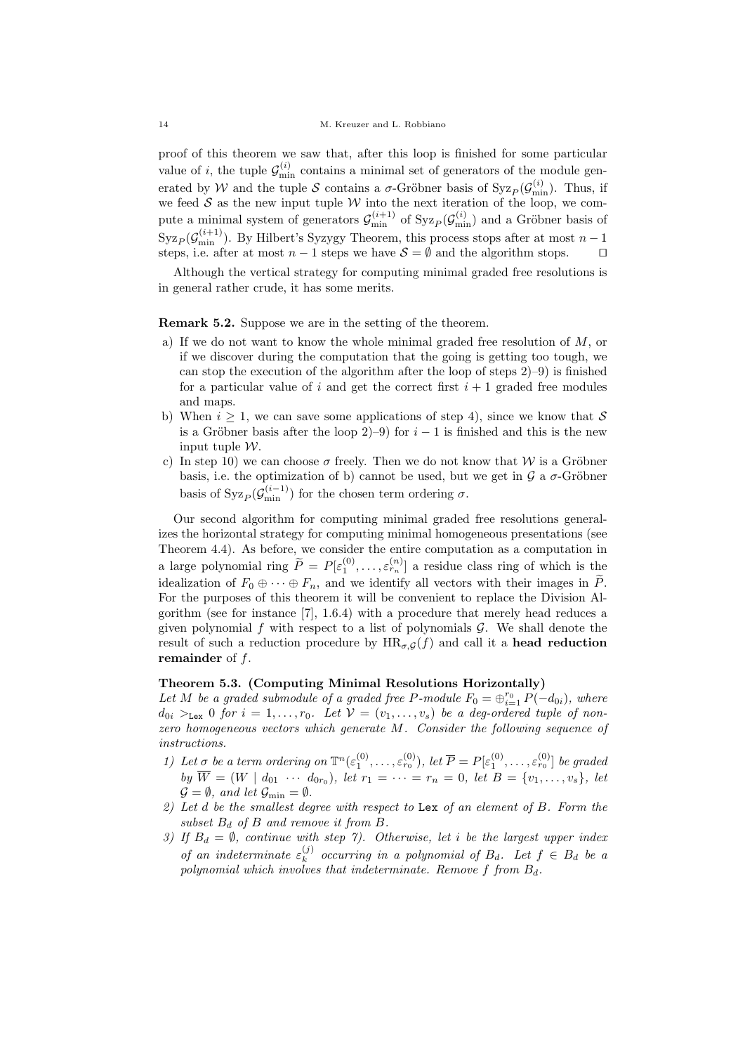proof of this theorem we saw that, after this loop is finished for some particular value of $i$, the tuple $\mathcal{G}_{\min}^{(i)}$ contains a minimal set of generators of the module generated by $\mathcal{W}$ and the tuple $\mathcal{S}$ contains a $\sigma$-Gröbner basis of $\operatorname{Syz}_P(\mathcal{G}_{\min}^{(i)})$. Thus, if we feed $\mathcal{S}$ as the new input tuple $\mathcal{W}$ into the next iteration of the loop, we compute a minimal system of generators $\mathcal{G}_{\min}^{(i+1)}$ of $\operatorname{Syz}_P(\mathcal{G}_{\min}^{(i)})$ and a Gröbner basis of $\operatorname{Syz}_P(\mathcal{G}_{\min}^{(i+1)})$. By Hilbert's Syzygy Theorem, this process stops after at most $n-1$ steps, i.e. after at most $n-1$ steps we have $\mathcal{S} = \emptyset$ and the algorithm stops. $\square$

Although the vertical strategy for computing minimal graded free resolutions is in general rather crude, it has some merits.

**Remark 5.2.** Suppose we are in the setting of the theorem.

a) If we do not want to know the whole minimal graded free resolution of $M$, or if we discover during the computation that the going is getting too tough, we can stop the execution of the algorithm after the loop of steps 2)–9) is finished for a particular value of $i$ and get the correct first $i+1$ graded free modules and maps.
b) When $i \geq 1$, we can save some applications of step 4), since we know that $\mathcal{S}$ is a Gröbner basis after the loop 2)–9) for $i-1$ is finished and this is the new input tuple $\mathcal{W}$.
c) In step 10) we can choose $\sigma$ freely. Then we do not know that $\mathcal{W}$ is a Gröbner basis, i.e. the optimization of b) cannot be used, but we get in $\mathcal{G}$ a $\sigma$-Gröbner basis of $\operatorname{Syz}_P(\mathcal{G}_{\min}^{(i-1)})$ for the chosen term ordering $\sigma$.

Our second algorithm for computing minimal graded free resolutions generalizes the horizontal strategy for computing minimal homogeneous presentations (see Theorem 4.4). As before, we consider the entire computation as a computation in a large polynomial ring $\widetilde{P} = P[\varepsilon_1^{(0)}, \ldots, \varepsilon_{r_n}^{(n)}]$ a residue class ring of which is the idealization of $F_0 \oplus \cdots \oplus F_n$, and we identify all vectors with their images in $\widetilde{P}$. For the purposes of this theorem it will be convenient to replace the Division Algorithm (see for instance [7], 1.6.4) with a procedure that merely head reduces a given polynomial $f$ with respect to a list of polynomials $\mathcal{G}$. We shall denote the result of such a reduction procedure by $\operatorname{HR}_{\sigma,\mathcal{G}}(f)$ and call it a **head reduction remainder** of $f$.

**Theorem 5.3. (Computing Minimal Resolutions Horizontally)**
*Let $M$ be a graded submodule of a graded free $P$-module $F_0 = \oplus_{i=1}^{r_0} P(-d_{0i})$, where $d_{0i} >_{\texttt{Lex}} 0$ for $i = 1, \ldots, r_0$. Let $\mathcal{V} = (v_1, \ldots, v_s)$ be a deg-ordered tuple of non-zero homogeneous vectors which generate $M$. Consider the following sequence of instructions.*

1) *Let $\sigma$ be a term ordering on $\mathbb{T}^n(\varepsilon_1^{(0)}, \ldots, \varepsilon_{r_0}^{(0)})$, let $\overline{P} = P[\varepsilon_1^{(0)}, \ldots, \varepsilon_{r_0}^{(0)}]$ be graded by $\overline{W} = (W \mid d_{01} \ \cdots \ d_{0r_0})$, let $r_1 = \cdots = r_n = 0$, let $B = \{v_1, \ldots, v_s\}$, let $\mathcal{G} = \emptyset$, and let $\mathcal{G}_{\min} = \emptyset$.*
2) *Let $d$ be the smallest degree with respect to* `Lex` *of an element of $B$. Form the subset $B_d$ of $B$ and remove it from $B$.*
3) *If $B_d = \emptyset$, continue with step 7). Otherwise, let $i$ be the largest upper index of an indeterminate $\varepsilon_k^{(j)}$ occurring in a polynomial of $B_d$. Let $f \in B_d$ be a polynomial which involves that indeterminate. Remove $f$ from $B_d$.*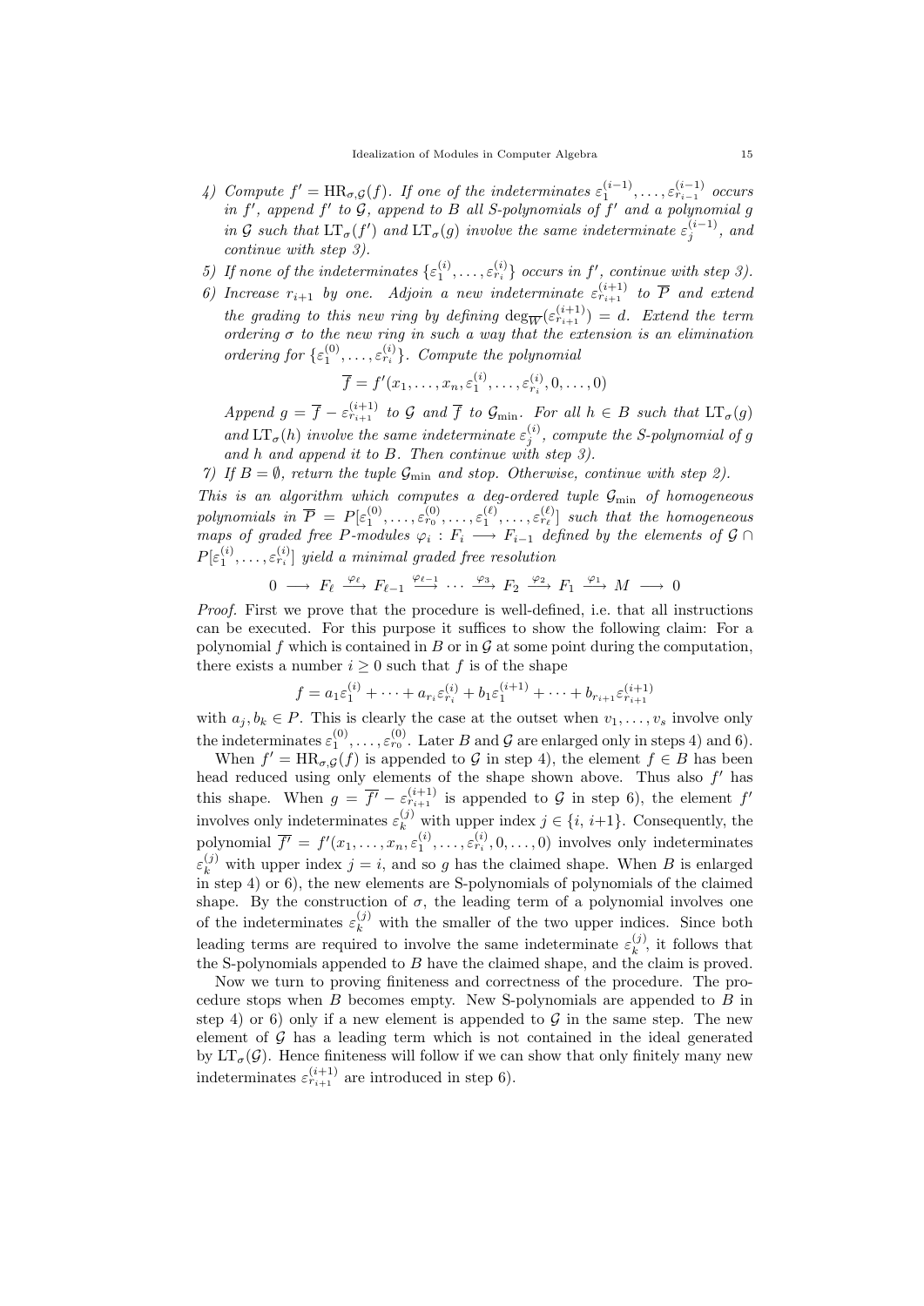4) *Compute* $f' = \mathrm{HR}_{\sigma,\mathcal{G}}(f)$. *If one of the indeterminates* $\varepsilon_1^{(i-1)}, \dots, \varepsilon_{r_{i-1}}^{(i-1)}$ *occurs in* $f'$, *append* $f'$ *to* $\mathcal{G}$, *append to* $B$ *all S-polynomials of* $f'$ *and a polynomial* $g$ *in* $\mathcal{G}$ *such that* $\mathrm{LT}_\sigma(f')$ *and* $\mathrm{LT}_\sigma(g)$ *involve the same indeterminate* $\varepsilon_j^{(i-1)}$, *and continue with step 3).*

5) *If none of the indeterminates* $\{\varepsilon_1^{(i)}, \dots, \varepsilon_{r_i}^{(i)}\}$ *occurs in* $f'$, *continue with step 3).*

6) *Increase* $r_{i+1}$ *by one. Adjoin a new indeterminate* $\varepsilon_{r_{i+1}}^{(i+1)}$ *to* $\overline{P}$ *and extend the grading to this new ring by defining* $\deg_{\overline{W}}(\varepsilon_{r_{i+1}}^{(i+1)}) = d$. *Extend the term ordering* $\sigma$ *to the new ring in such a way that the extension is an elimination ordering for* $\{\varepsilon_1^{(0)}, \dots, \varepsilon_{r_i}^{(i)}\}$. *Compute the polynomial*

$$\overline{f} = f'(x_1, \dots, x_n, \varepsilon_1^{(i)}, \dots, \varepsilon_{r_i}^{(i)}, 0, \dots, 0)$$

*Append* $g = \overline{f} - \varepsilon_{r_{i+1}}^{(i+1)}$ *to* $\mathcal{G}$ *and* $\overline{f}$ *to* $\mathcal{G}_{\min}$. *For all* $h \in B$ *such that* $\mathrm{LT}_\sigma(g)$ *and* $\mathrm{LT}_\sigma(h)$ *involve the same indeterminate* $\varepsilon_j^{(i)}$, *compute the S-polynomial of* $g$ *and* $h$ *and append it to* $B$. *Then continue with step 3).*

7) *If* $B = \emptyset$, *return the tuple* $\mathcal{G}_{\min}$ *and stop. Otherwise, continue with step 2).*

*This is an algorithm which computes a deg-ordered tuple* $\mathcal{G}_{\min}$ *of homogeneous polynomials in* $\overline{P} = P[\varepsilon_1^{(0)}, \dots, \varepsilon_{r_0}^{(0)}, \dots, \varepsilon_1^{(\ell)}, \dots, \varepsilon_{r_\ell}^{(\ell)}]$ *such that the homogeneous maps of graded free* $P$*-modules* $\varphi_i : F_i \longrightarrow F_{i-1}$ *defined by the elements of* $\mathcal{G} \cap P[\varepsilon_1^{(i)}, \dots, \varepsilon_{r_i}^{(i)}]$ *yield a minimal graded free resolution*

$$0 \longrightarrow F_\ell \xrightarrow{\varphi_\ell} F_{\ell-1} \xrightarrow{\varphi_{\ell-1}} \cdots \xrightarrow{\varphi_3} F_2 \xrightarrow{\varphi_2} F_1 \xrightarrow{\varphi_1} M \longrightarrow 0$$

*Proof.* First we prove that the procedure is well-defined, i.e. that all instructions can be executed. For this purpose it suffices to show the following claim: For a polynomial $f$ which is contained in $B$ or in $\mathcal{G}$ at some point during the computation, there exists a number $i \geq 0$ such that $f$ is of the shape

$$f = a_1\varepsilon_1^{(i)} + \cdots + a_{r_i}\varepsilon_{r_i}^{(i)} + b_1\varepsilon_1^{(i+1)} + \cdots + b_{r_{i+1}}\varepsilon_{r_{i+1}}^{(i+1)}$$

with $a_j, b_k \in P$. This is clearly the case at the outset when $v_1, \dots, v_s$ involve only the indeterminates $\varepsilon_1^{(0)}, \dots, \varepsilon_{r_0}^{(0)}$. Later $B$ and $\mathcal{G}$ are enlarged only in steps 4) and 6).

When $f' = \mathrm{HR}_{\sigma,\mathcal{G}}(f)$ is appended to $\mathcal{G}$ in step 4), the element $f \in B$ has been head reduced using only elements of the shape shown above. Thus also $f'$ has this shape. When $g = \overline{f'} - \varepsilon_{r_{i+1}}^{(i+1)}$ is appended to $\mathcal{G}$ in step 6), the element $f'$ involves only indeterminates $\varepsilon_k^{(j)}$ with upper index $j \in \{i, i+1\}$. Consequently, the polynomial $\overline{f'} = f'(x_1, \dots, x_n, \varepsilon_1^{(i)}, \dots, \varepsilon_{r_i}^{(i)}, 0, \dots, 0)$ involves only indeterminates $\varepsilon_k^{(j)}$ with upper index $j = i$, and so $g$ has the claimed shape. When $B$ is enlarged in step 4) or 6), the new elements are S-polynomials of polynomials of the claimed shape. By the construction of $\sigma$, the leading term of a polynomial involves one of the indeterminates $\varepsilon_k^{(j)}$ with the smaller of the two upper indices. Since both leading terms are required to involve the same indeterminate $\varepsilon_k^{(j)}$, it follows that the S-polynomials appended to $B$ have the claimed shape, and the claim is proved.

Now we turn to proving finiteness and correctness of the procedure. The procedure stops when $B$ becomes empty. New S-polynomials are appended to $B$ in step 4) or 6) only if a new element is appended to $\mathcal{G}$ in the same step. The new element of $\mathcal{G}$ has a leading term which is not contained in the ideal generated by $\mathrm{LT}_\sigma(\mathcal{G})$. Hence finiteness will follow if we can show that only finitely many new indeterminates $\varepsilon_{r_{i+1}}^{(i+1)}$ are introduced in step 6).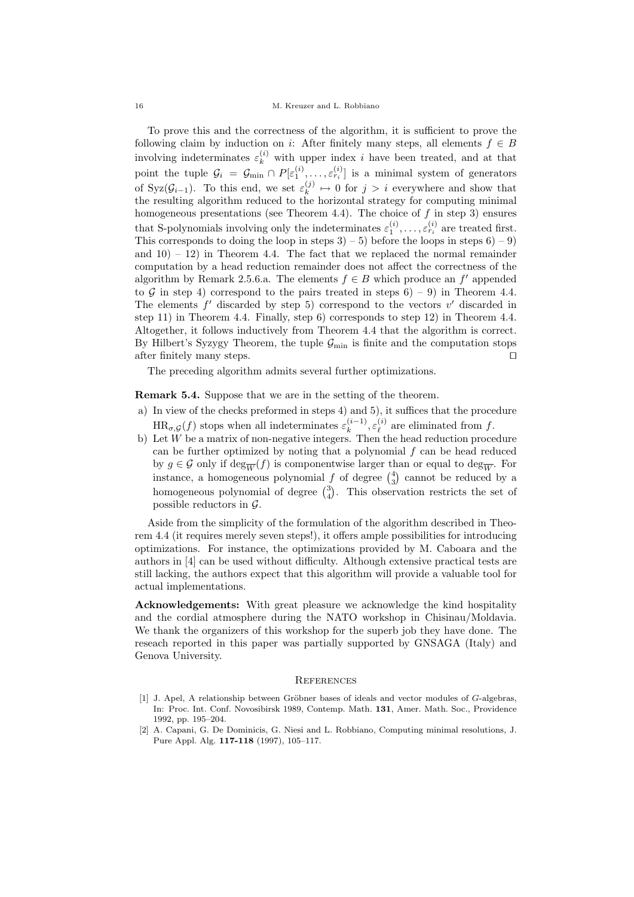To prove this and the correctness of the algorithm, it is sufficient to prove the following claim by induction on $i$: After finitely many steps, all elements $f \in B$ involving indeterminates $\varepsilon_k^{(i)}$ with upper index $i$ have been treated, and at that point the tuple $\mathcal{G}_i = \mathcal{G}_{\min} \cap P[\varepsilon_1^{(i)}, \ldots, \varepsilon_{r_i}^{(i)}]$ is a minimal system of generators of $\mathrm{Syz}(\mathcal{G}_{i-1})$. To this end, we set $\varepsilon_k^{(j)} \mapsto 0$ for $j > i$ everywhere and show that the resulting algorithm reduced to the horizontal strategy for computing minimal homogeneous presentations (see Theorem 4.4). The choice of $f$ in step 3) ensures that S-polynomials involving only the indeterminates $\varepsilon_1^{(i)}, \ldots, \varepsilon_{r_i}^{(i)}$ are treated first. This corresponds to doing the loop in steps 3) – 5) before the loops in steps 6) – 9) and 10) – 12) in Theorem 4.4. The fact that we replaced the normal remainder computation by a head reduction remainder does not affect the correctness of the algorithm by Remark 2.5.6.a. The elements $f \in B$ which produce an $f'$ appended to $\mathcal{G}$ in step 4) correspond to the pairs treated in steps 6) – 9) in Theorem 4.4. The elements $f'$ discarded by step 5) correspond to the vectors $v'$ discarded in step 11) in Theorem 4.4. Finally, step 6) corresponds to step 12) in Theorem 4.4. Altogether, it follows inductively from Theorem 4.4 that the algorithm is correct. By Hilbert's Syzygy Theorem, the tuple $\mathcal{G}_{\min}$ is finite and the computation stops after finitely many steps. □

The preceding algorithm admits several further optimizations.

**Remark 5.4.** Suppose that we are in the setting of the theorem.

a) In view of the checks preformed in steps 4) and 5), it suffices that the procedure $\mathrm{HR}_{\sigma,\mathcal{G}}(f)$ stops when all indeterminates $\varepsilon_k^{(i-1)}, \varepsilon_\ell^{(i)}$ are eliminated from $f$.

b) Let $W$ be a matrix of non-negative integers. Then the head reduction procedure can be further optimized by noting that a polynomial $f$ can be head reduced by $g \in \mathcal{G}$ only if $\deg_{\overline{W}}(f)$ is componentwise larger than or equal to $\deg_{\overline{W}}$. For instance, a homogeneous polynomial $f$ of degree $\binom{4}{3}$ cannot be reduced by a homogeneous polynomial of degree $\binom{3}{4}$. This observation restricts the set of possible reductors in $\mathcal{G}$.

Aside from the simplicity of the formulation of the algorithm described in Theorem 4.4 (it requires merely seven steps!), it offers ample possibilities for introducing optimizations. For instance, the optimizations provided by M. Caboara and the authors in [4] can be used without difficulty. Although extensive practical tests are still lacking, the authors expect that this algorithm will provide a valuable tool for actual implementations.

**Acknowledgements:** With great pleasure we acknowledge the kind hospitality and the cordial atmosphere during the NATO workshop in Chisinau/Moldavia. We thank the organizers of this workshop for the superb job they have done. The reseach reported in this paper was partially supported by GNSAGA (Italy) and Genova University.

## References

[1] J. Apel, A relationship between Gröbner bases of ideals and vector modules of $G$-algebras, In: Proc. Int. Conf. Novosibirsk 1989, Contemp. Math. **131**, Amer. Math. Soc., Providence 1992, pp. 195–204.

[2] A. Capani, G. De Dominicis, G. Niesi and L. Robbiano, Computing minimal resolutions, J. Pure Appl. Alg. **117-118** (1997), 105–117.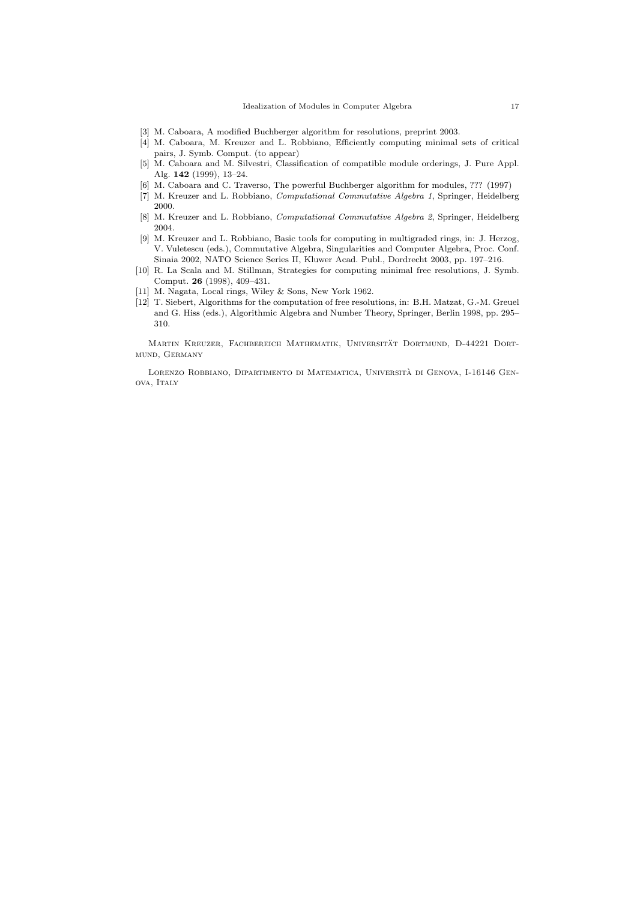[3] M. Caboara, A modified Buchberger algorithm for resolutions, preprint 2003.

[4] M. Caboara, M. Kreuzer and L. Robbiano, Efficiently computing minimal sets of critical pairs, J. Symb. Comput. (to appear)

[5] M. Caboara and M. Silvestri, Classification of compatible module orderings, J. Pure Appl. Alg. **142** (1999), 13–24.

[6] M. Caboara and C. Traverso, The powerful Buchberger algorithm for modules, ??? (1997)

[7] M. Kreuzer and L. Robbiano, *Computational Commutative Algebra 1*, Springer, Heidelberg 2000.

[8] M. Kreuzer and L. Robbiano, *Computational Commutative Algebra 2*, Springer, Heidelberg 2004.

[9] M. Kreuzer and L. Robbiano, Basic tools for computing in multigraded rings, in: J. Herzog, V. Vuletescu (eds.), Commutative Algebra, Singularities and Computer Algebra, Proc. Conf. Sinaia 2002, NATO Science Series II, Kluwer Acad. Publ., Dordrecht 2003, pp. 197–216.

[10] R. La Scala and M. Stillman, Strategies for computing minimal free resolutions, J. Symb. Comput. **26** (1998), 409–431.

[11] M. Nagata, Local rings, Wiley & Sons, New York 1962.

[12] T. Siebert, Algorithms for the computation of free resolutions, in: B.H. Matzat, G.-M. Greuel and G. Hiss (eds.), Algorithmic Algebra and Number Theory, Springer, Berlin 1998, pp. 295–310.

Martin Kreuzer, Fachbereich Mathematik, Universität Dortmund, D-44221 Dortmund, Germany

Lorenzo Robbiano, Dipartimento di Matematica, Università di Genova, I-16146 Genova, Italy